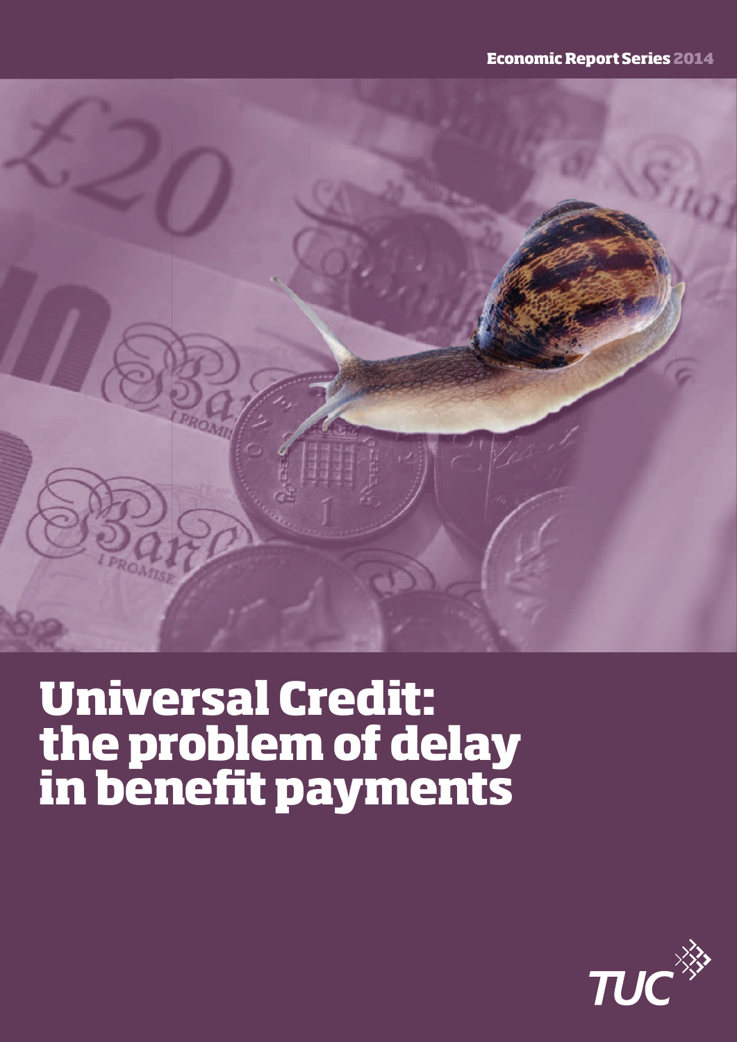Economic Report Series 2014

# Universal Credit: the problem of delay in benefit payments

TUC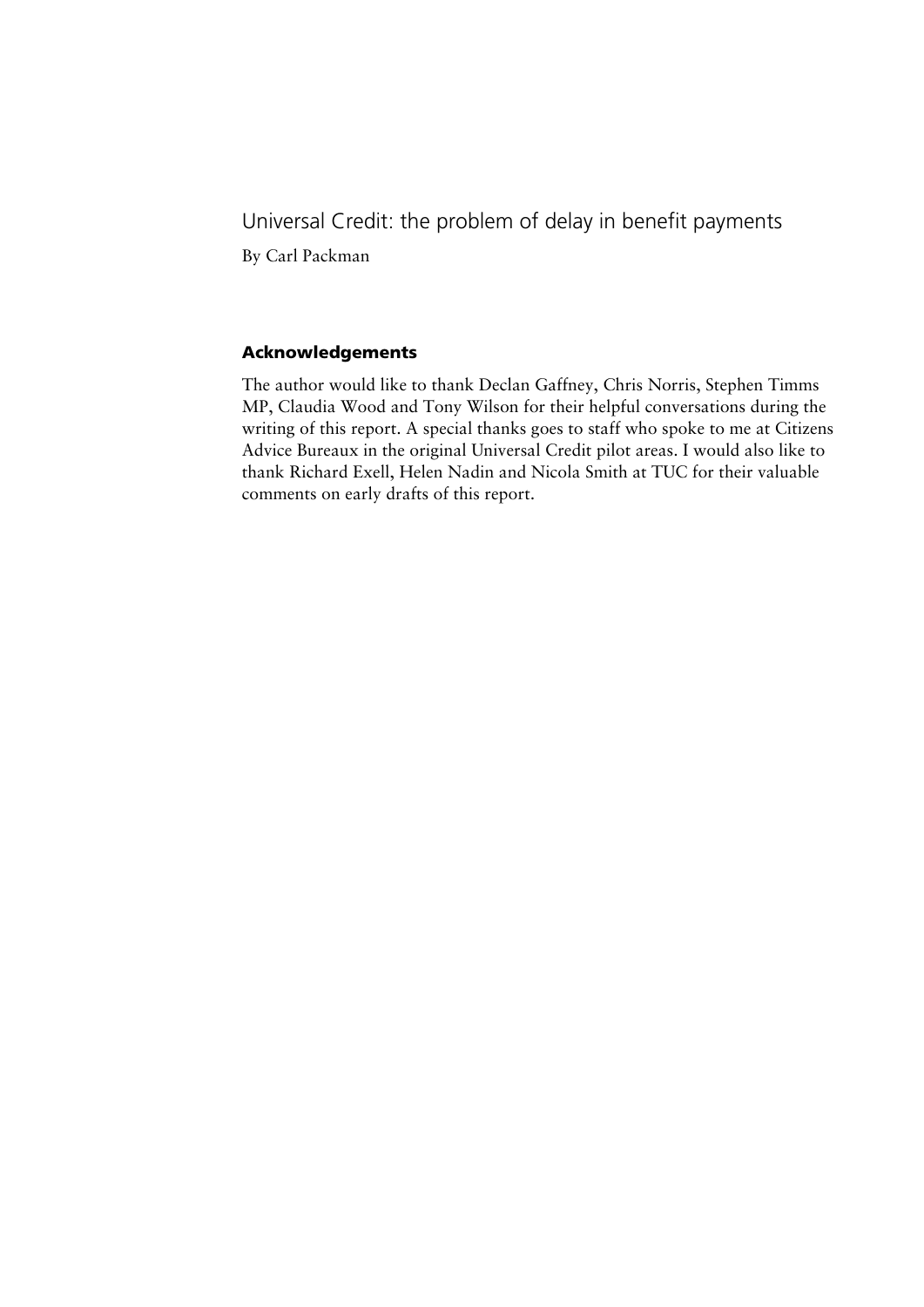# Universal Credit: the problem of delay in benefit payments

By Carl Packman

## Acknowledgements

The author would like to thank Declan Gaffney, Chris Norris, Stephen Timms MP, Claudia Wood and Tony Wilson for their helpful conversations during the writing of this report. A special thanks goes to staff who spoke to me at Citizens Advice Bureaux in the original Universal Credit pilot areas. I would also like to thank Richard Exell, Helen Nadin and Nicola Smith at TUC for their valuable comments on early drafts of this report.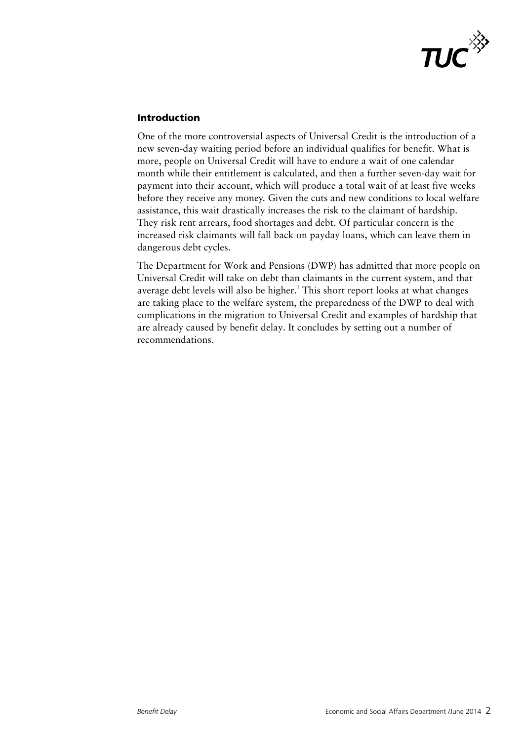## Introduction

One of the more controversial aspects of Universal Credit is the introduction of a new seven-day waiting period before an individual qualifies for benefit. What is more, people on Universal Credit will have to endure a wait of one calendar month while their entitlement is calculated, and then a further seven-day wait for payment into their account, which will produce a total wait of at least five weeks before they receive any money. Given the cuts and new conditions to local welfare assistance, this wait drastically increases the risk to the claimant of hardship. They risk rent arrears, food shortages and debt. Of particular concern is the increased risk claimants will fall back on payday loans, which can leave them in dangerous debt cycles.

The Department for Work and Pensions (DWP) has admitted that more people on Universal Credit will take on debt than claimants in the current system, and that average debt levels will also be higher.[1] This short report looks at what changes are taking place to the welfare system, the preparedness of the DWP to deal with complications in the migration to Universal Credit and examples of hardship that are already caused by benefit delay. It concludes by setting out a number of recommendations.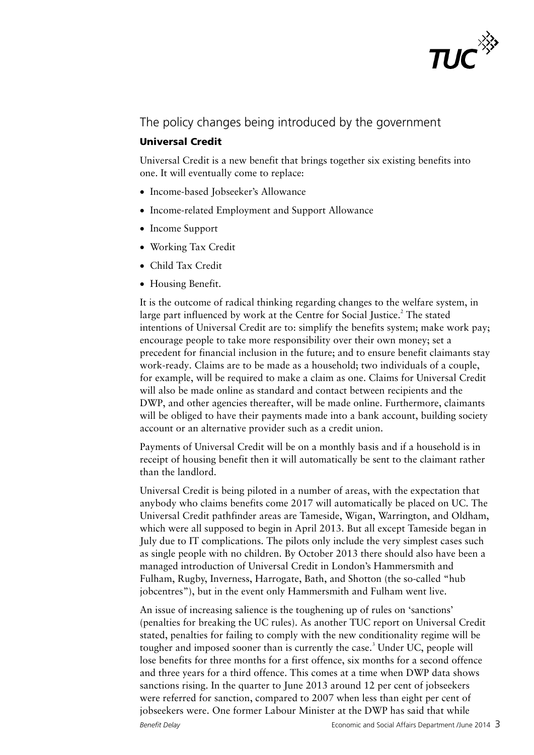## The policy changes being introduced by the government

### Universal Credit

Universal Credit is a new benefit that brings together six existing benefits into one. It will eventually come to replace:

- Income-based Jobseeker's Allowance
- Income-related Employment and Support Allowance
- Income Support
- Working Tax Credit
- Child Tax Credit
- Housing Benefit.

It is the outcome of radical thinking regarding changes to the welfare system, in large part influenced by work at the Centre for Social Justice.[2] The stated intentions of Universal Credit are to: simplify the benefits system; make work pay; encourage people to take more responsibility over their own money; set a precedent for financial inclusion in the future; and to ensure benefit claimants stay work-ready. Claims are to be made as a household; two individuals of a couple, for example, will be required to make a claim as one. Claims for Universal Credit will also be made online as standard and contact between recipients and the DWP, and other agencies thereafter, will be made online. Furthermore, claimants will be obliged to have their payments made into a bank account, building society account or an alternative provider such as a credit union.

Payments of Universal Credit will be on a monthly basis and if a household is in receipt of housing benefit then it will automatically be sent to the claimant rather than the landlord.

Universal Credit is being piloted in a number of areas, with the expectation that anybody who claims benefits come 2017 will automatically be placed on UC. The Universal Credit pathfinder areas are Tameside, Wigan, Warrington, and Oldham, which were all supposed to begin in April 2013. But all except Tameside began in July due to IT complications. The pilots only include the very simplest cases such as single people with no children. By October 2013 there should also have been a managed introduction of Universal Credit in London's Hammersmith and Fulham, Rugby, Inverness, Harrogate, Bath, and Shotton (the so-called "hub jobcentres"), but in the event only Hammersmith and Fulham went live.

An issue of increasing salience is the toughening up of rules on 'sanctions' (penalties for breaking the UC rules). As another TUC report on Universal Credit stated, penalties for failing to comply with the new conditionality regime will be tougher and imposed sooner than is currently the case.[3] Under UC, people will lose benefits for three months for a first offence, six months for a second offence and three years for a third offence. This comes at a time when DWP data shows sanctions rising. In the quarter to June 2013 around 12 per cent of jobseekers were referred for sanction, compared to 2007 when less than eight per cent of jobseekers were. One former Labour Minister at the DWP has said that while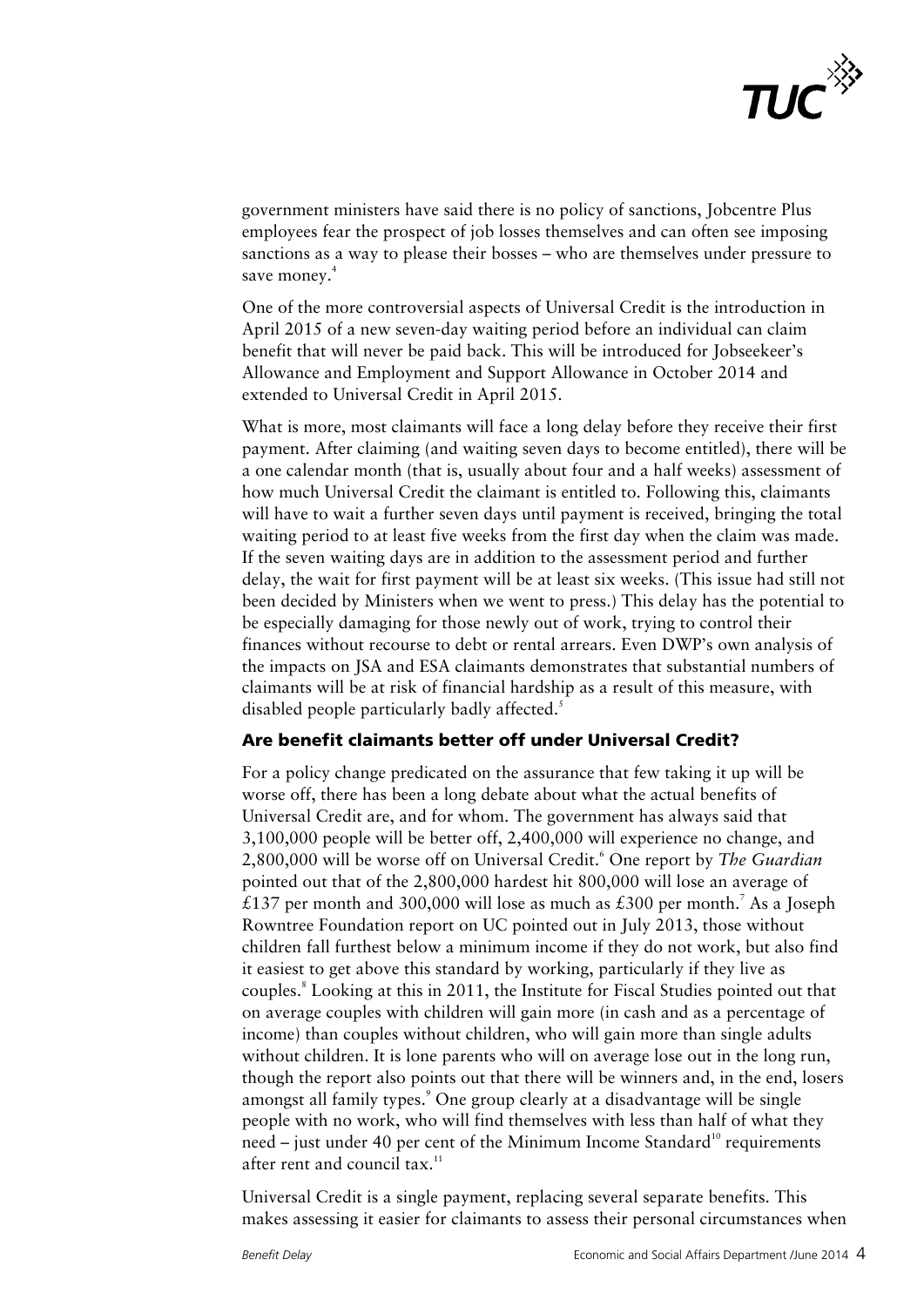government ministers have said there is no policy of sanctions, Jobcentre Plus employees fear the prospect of job losses themselves and can often see imposing sanctions as a way to please their bosses – who are themselves under pressure to save money.[4]

One of the more controversial aspects of Universal Credit is the introduction in April 2015 of a new seven-day waiting period before an individual can claim benefit that will never be paid back. This will be introduced for Jobseekeer's Allowance and Employment and Support Allowance in October 2014 and extended to Universal Credit in April 2015.

What is more, most claimants will face a long delay before they receive their first payment. After claiming (and waiting seven days to become entitled), there will be a one calendar month (that is, usually about four and a half weeks) assessment of how much Universal Credit the claimant is entitled to. Following this, claimants will have to wait a further seven days until payment is received, bringing the total waiting period to at least five weeks from the first day when the claim was made. If the seven waiting days are in addition to the assessment period and further delay, the wait for first payment will be at least six weeks. (This issue had still not been decided by Ministers when we went to press.) This delay has the potential to be especially damaging for those newly out of work, trying to control their finances without recourse to debt or rental arrears. Even DWP's own analysis of the impacts on JSA and ESA claimants demonstrates that substantial numbers of claimants will be at risk of financial hardship as a result of this measure, with disabled people particularly badly affected.[5]

## Are benefit claimants better off under Universal Credit?

For a policy change predicated on the assurance that few taking it up will be worse off, there has been a long debate about what the actual benefits of Universal Credit are, and for whom. The government has always said that 3,100,000 people will be better off, 2,400,000 will experience no change, and 2,800,000 will be worse off on Universal Credit.[6] One report by *The Guardian* pointed out that of the 2,800,000 hardest hit 800,000 will lose an average of £137 per month and 300,000 will lose as much as £300 per month.[7] As a Joseph Rowntree Foundation report on UC pointed out in July 2013, those without children fall furthest below a minimum income if they do not work, but also find it easiest to get above this standard by working, particularly if they live as couples.[8] Looking at this in 2011, the Institute for Fiscal Studies pointed out that on average couples with children will gain more (in cash and as a percentage of income) than couples without children, who will gain more than single adults without children. It is lone parents who will on average lose out in the long run, though the report also points out that there will be winners and, in the end, losers amongst all family types.[9] One group clearly at a disadvantage will be single people with no work, who will find themselves with less than half of what they need – just under 40 per cent of the Minimum Income Standard[10] requirements after rent and council tax.[11]

Universal Credit is a single payment, replacing several separate benefits. This makes assessing it easier for claimants to assess their personal circumstances when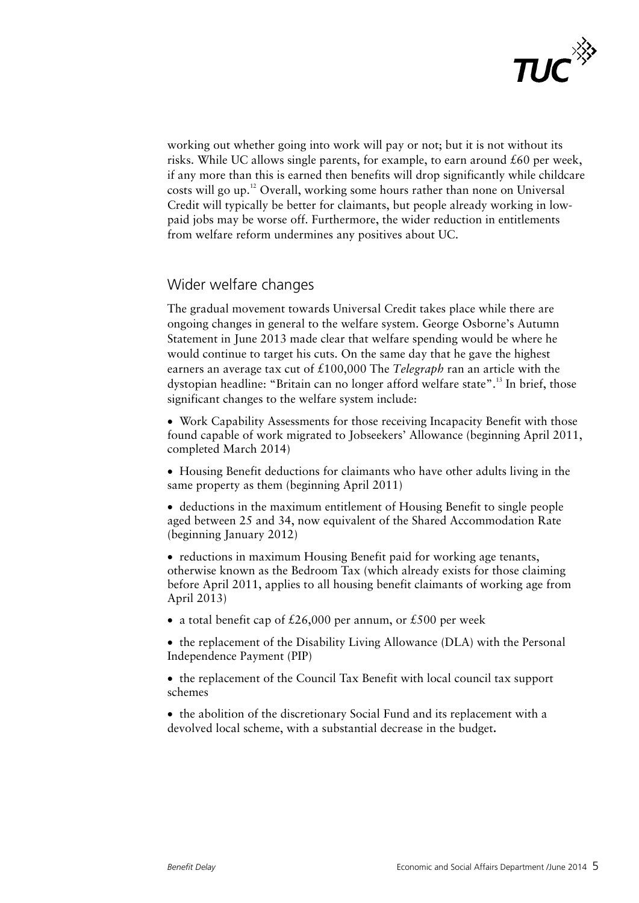working out whether going into work will pay or not; but it is not without its risks. While UC allows single parents, for example, to earn around £60 per week, if any more than this is earned then benefits will drop significantly while childcare costs will go up.[12] Overall, working some hours rather than none on Universal Credit will typically be better for claimants, but people already working in low-paid jobs may be worse off. Furthermore, the wider reduction in entitlements from welfare reform undermines any positives about UC.

## Wider welfare changes

The gradual movement towards Universal Credit takes place while there are ongoing changes in general to the welfare system. George Osborne's Autumn Statement in June 2013 made clear that welfare spending would be where he would continue to target his cuts. On the same day that he gave the highest earners an average tax cut of £100,000 The *Telegraph* ran an article with the dystopian headline: "Britain can no longer afford welfare state".[13] In brief, those significant changes to the welfare system include:

- Work Capability Assessments for those receiving Incapacity Benefit with those found capable of work migrated to Jobseekers' Allowance (beginning April 2011, completed March 2014)
- Housing Benefit deductions for claimants who have other adults living in the same property as them (beginning April 2011)
- deductions in the maximum entitlement of Housing Benefit to single people aged between 25 and 34, now equivalent of the Shared Accommodation Rate (beginning January 2012)
- reductions in maximum Housing Benefit paid for working age tenants, otherwise known as the Bedroom Tax (which already exists for those claiming before April 2011, applies to all housing benefit claimants of working age from April 2013)
- a total benefit cap of £26,000 per annum, or £500 per week
- the replacement of the Disability Living Allowance (DLA) with the Personal Independence Payment (PIP)
- the replacement of the Council Tax Benefit with local council tax support schemes
- the abolition of the discretionary Social Fund and its replacement with a devolved local scheme, with a substantial decrease in the budget.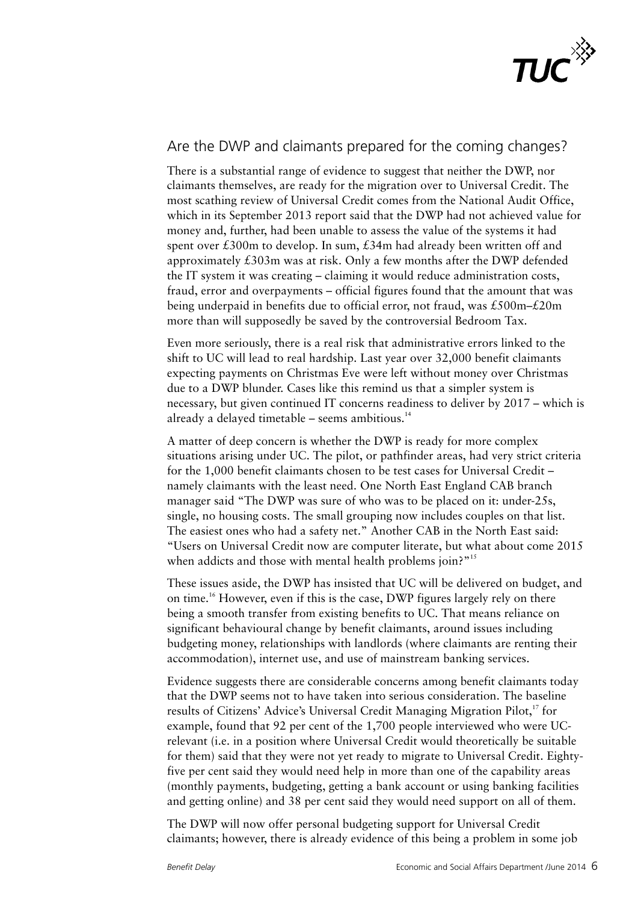## Are the DWP and claimants prepared for the coming changes?

There is a substantial range of evidence to suggest that neither the DWP, nor claimants themselves, are ready for the migration over to Universal Credit. The most scathing review of Universal Credit comes from the National Audit Office, which in its September 2013 report said that the DWP had not achieved value for money and, further, had been unable to assess the value of the systems it had spent over £300m to develop. In sum, £34m had already been written off and approximately £303m was at risk. Only a few months after the DWP defended the IT system it was creating – claiming it would reduce administration costs, fraud, error and overpayments – official figures found that the amount that was being underpaid in benefits due to official error, not fraud, was £500m–£20m more than will supposedly be saved by the controversial Bedroom Tax.

Even more seriously, there is a real risk that administrative errors linked to the shift to UC will lead to real hardship. Last year over 32,000 benefit claimants expecting payments on Christmas Eve were left without money over Christmas due to a DWP blunder. Cases like this remind us that a simpler system is necessary, but given continued IT concerns readiness to deliver by 2017 – which is already a delayed timetable – seems ambitious.[14]

A matter of deep concern is whether the DWP is ready for more complex situations arising under UC. The pilot, or pathfinder areas, had very strict criteria for the 1,000 benefit claimants chosen to be test cases for Universal Credit – namely claimants with the least need. One North East England CAB branch manager said "The DWP was sure of who was to be placed on it: under-25s, single, no housing costs. The small grouping now includes couples on that list. The easiest ones who had a safety net." Another CAB in the North East said: "Users on Universal Credit now are computer literate, but what about come 2015 when addicts and those with mental health problems join?"[15]

These issues aside, the DWP has insisted that UC will be delivered on budget, and on time.[16] However, even if this is the case, DWP figures largely rely on there being a smooth transfer from existing benefits to UC. That means reliance on significant behavioural change by benefit claimants, around issues including budgeting money, relationships with landlords (where claimants are renting their accommodation), internet use, and use of mainstream banking services.

Evidence suggests there are considerable concerns among benefit claimants today that the DWP seems not to have taken into serious consideration. The baseline results of Citizens' Advice's Universal Credit Managing Migration Pilot,[17] for example, found that 92 per cent of the 1,700 people interviewed who were UC-relevant (i.e. in a position where Universal Credit would theoretically be suitable for them) said that they were not yet ready to migrate to Universal Credit. Eighty-five per cent said they would need help in more than one of the capability areas (monthly payments, budgeting, getting a bank account or using banking facilities and getting online) and 38 per cent said they would need support on all of them.

The DWP will now offer personal budgeting support for Universal Credit claimants; however, there is already evidence of this being a problem in some job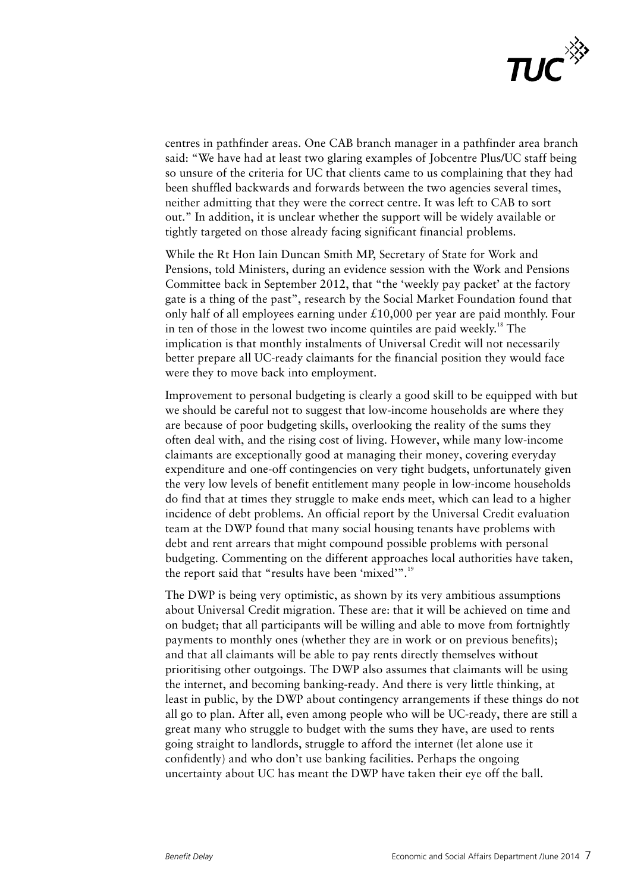centres in pathfinder areas. One CAB branch manager in a pathfinder area branch said: "We have had at least two glaring examples of Jobcentre Plus/UC staff being so unsure of the criteria for UC that clients came to us complaining that they had been shuffled backwards and forwards between the two agencies several times, neither admitting that they were the correct centre. It was left to CAB to sort out." In addition, it is unclear whether the support will be widely available or tightly targeted on those already facing significant financial problems.

While the Rt Hon Iain Duncan Smith MP, Secretary of State for Work and Pensions, told Ministers, during an evidence session with the Work and Pensions Committee back in September 2012, that "the 'weekly pay packet' at the factory gate is a thing of the past", research by the Social Market Foundation found that only half of all employees earning under £10,000 per year are paid monthly. Four in ten of those in the lowest two income quintiles are paid weekly.[18] The implication is that monthly instalments of Universal Credit will not necessarily better prepare all UC-ready claimants for the financial position they would face were they to move back into employment.

Improvement to personal budgeting is clearly a good skill to be equipped with but we should be careful not to suggest that low-income households are where they are because of poor budgeting skills, overlooking the reality of the sums they often deal with, and the rising cost of living. However, while many low-income claimants are exceptionally good at managing their money, covering everyday expenditure and one-off contingencies on very tight budgets, unfortunately given the very low levels of benefit entitlement many people in low-income households do find that at times they struggle to make ends meet, which can lead to a higher incidence of debt problems. An official report by the Universal Credit evaluation team at the DWP found that many social housing tenants have problems with debt and rent arrears that might compound possible problems with personal budgeting. Commenting on the different approaches local authorities have taken, the report said that "results have been 'mixed'".[19]

The DWP is being very optimistic, as shown by its very ambitious assumptions about Universal Credit migration. These are: that it will be achieved on time and on budget; that all participants will be willing and able to move from fortnightly payments to monthly ones (whether they are in work or on previous benefits); and that all claimants will be able to pay rents directly themselves without prioritising other outgoings. The DWP also assumes that claimants will be using the internet, and becoming banking-ready. And there is very little thinking, at least in public, by the DWP about contingency arrangements if these things do not all go to plan. After all, even among people who will be UC-ready, there are still a great many who struggle to budget with the sums they have, are used to rents going straight to landlords, struggle to afford the internet (let alone use it confidently) and who don't use banking facilities. Perhaps the ongoing uncertainty about UC has meant the DWP have taken their eye off the ball.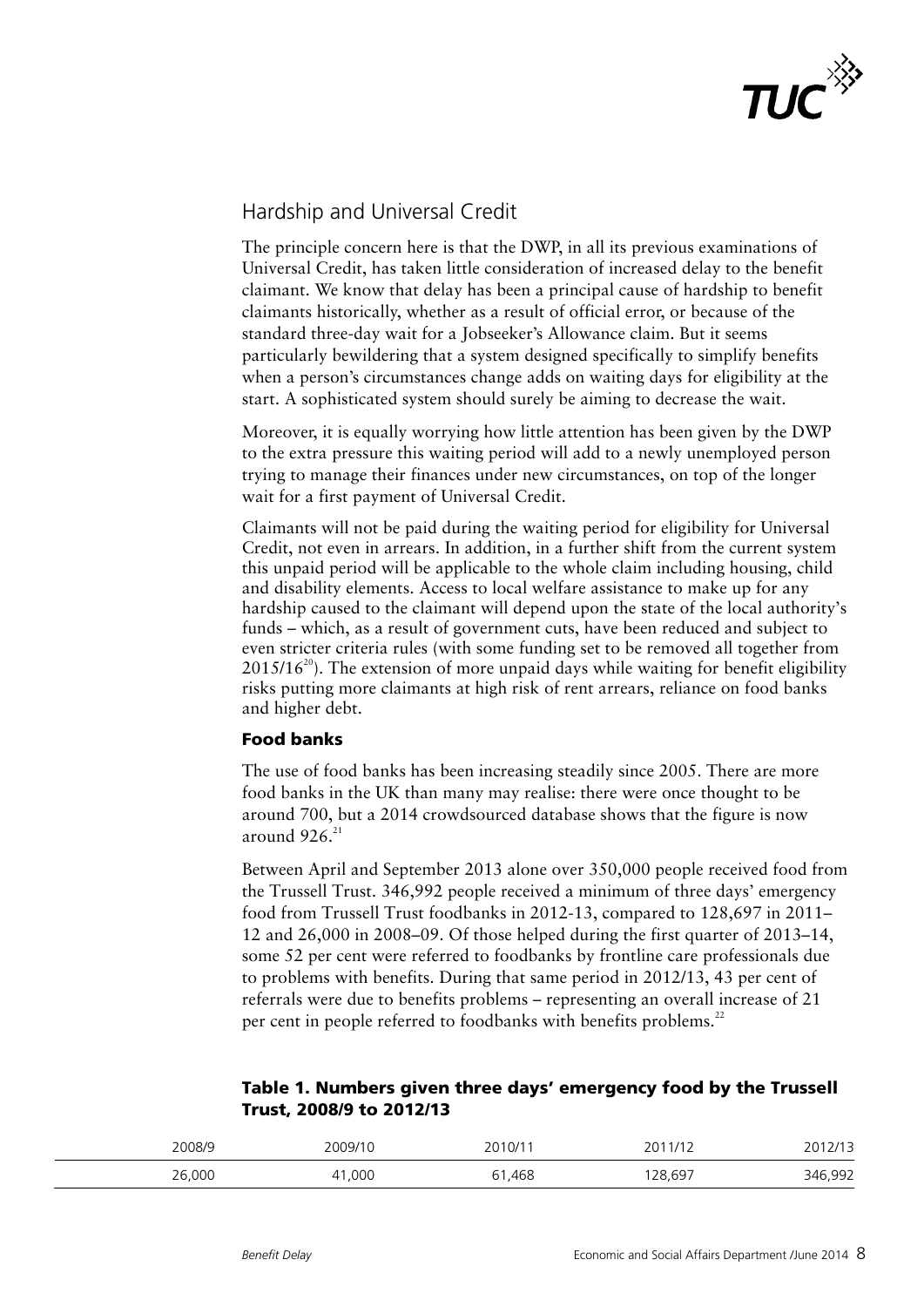## Hardship and Universal Credit

The principle concern here is that the DWP, in all its previous examinations of Universal Credit, has taken little consideration of increased delay to the benefit claimant. We know that delay has been a principal cause of hardship to benefit claimants historically, whether as a result of official error, or because of the standard three-day wait for a Jobseeker's Allowance claim. But it seems particularly bewildering that a system designed specifically to simplify benefits when a person's circumstances change adds on waiting days for eligibility at the start. A sophisticated system should surely be aiming to decrease the wait.

Moreover, it is equally worrying how little attention has been given by the DWP to the extra pressure this waiting period will add to a newly unemployed person trying to manage their finances under new circumstances, on top of the longer wait for a first payment of Universal Credit.

Claimants will not be paid during the waiting period for eligibility for Universal Credit, not even in arrears. In addition, in a further shift from the current system this unpaid period will be applicable to the whole claim including housing, child and disability elements. Access to local welfare assistance to make up for any hardship caused to the claimant will depend upon the state of the local authority's funds – which, as a result of government cuts, have been reduced and subject to even stricter criteria rules (with some funding set to be removed all together from 2015/16[20]). The extension of more unpaid days while waiting for benefit eligibility risks putting more claimants at high risk of rent arrears, reliance on food banks and higher debt.

### Food banks

The use of food banks has been increasing steadily since 2005. There are more food banks in the UK than many may realise: there were once thought to be around 700, but a 2014 crowdsourced database shows that the figure is now around 926.[21]

Between April and September 2013 alone over 350,000 people received food from the Trussell Trust. 346,992 people received a minimum of three days' emergency food from Trussell Trust foodbanks in 2012-13, compared to 128,697 in 2011–12 and 26,000 in 2008–09. Of those helped during the first quarter of 2013–14, some 52 per cent were referred to foodbanks by frontline care professionals due to problems with benefits. During that same period in 2012/13, 43 per cent of referrals were due to benefits problems – representing an overall increase of 21 per cent in people referred to foodbanks with benefits problems.[22]

**Table 1. Numbers given three days' emergency food by the Trussell Trust, 2008/9 to 2012/13**

| 2008/9 | 2009/10 | 2010/11 | 2011/12 | 2012/13 |
|---|---|---|---|---|
| 26,000 | 41,000 | 61,468 | 128,697 | 346,992 |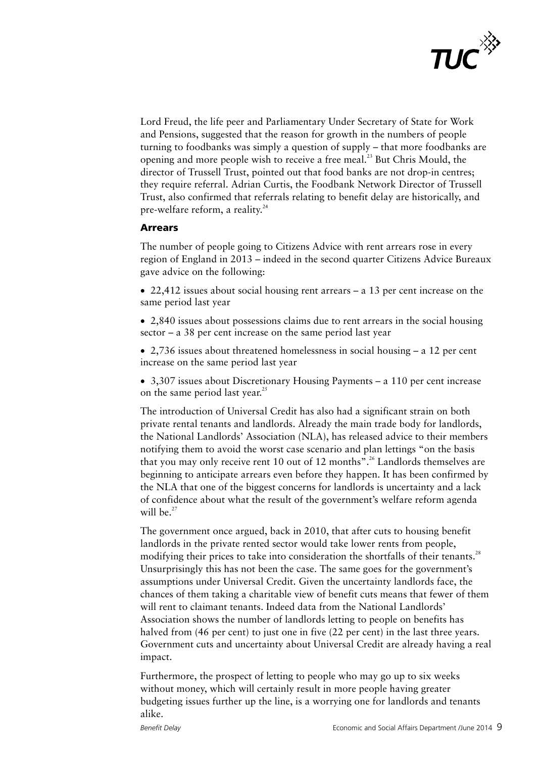Lord Freud, the life peer and Parliamentary Under Secretary of State for Work and Pensions, suggested that the reason for growth in the numbers of people turning to foodbanks was simply a question of supply – that more foodbanks are opening and more people wish to receive a free meal.[23] But Chris Mould, the director of Trussell Trust, pointed out that food banks are not drop-in centres; they require referral. Adrian Curtis, the Foodbank Network Director of Trussell Trust, also confirmed that referrals relating to benefit delay are historically, and pre-welfare reform, a reality.[24]

### Arrears

The number of people going to Citizens Advice with rent arrears rose in every region of England in 2013 – indeed in the second quarter Citizens Advice Bureaux gave advice on the following:

- 22,412 issues about social housing rent arrears – a 13 per cent increase on the same period last year
- 2,840 issues about possessions claims due to rent arrears in the social housing sector – a 38 per cent increase on the same period last year
- 2,736 issues about threatened homelessness in social housing – a 12 per cent increase on the same period last year
- 3,307 issues about Discretionary Housing Payments – a 110 per cent increase on the same period last year.[25]

The introduction of Universal Credit has also had a significant strain on both private rental tenants and landlords. Already the main trade body for landlords, the National Landlords' Association (NLA), has released advice to their members notifying them to avoid the worst case scenario and plan lettings "on the basis that you may only receive rent 10 out of 12 months".[26] Landlords themselves are beginning to anticipate arrears even before they happen. It has been confirmed by the NLA that one of the biggest concerns for landlords is uncertainty and a lack of confidence about what the result of the government's welfare reform agenda will be.[27]

The government once argued, back in 2010, that after cuts to housing benefit landlords in the private rented sector would take lower rents from people, modifying their prices to take into consideration the shortfalls of their tenants.[28] Unsurprisingly this has not been the case. The same goes for the government's assumptions under Universal Credit. Given the uncertainty landlords face, the chances of them taking a charitable view of benefit cuts means that fewer of them will rent to claimant tenants. Indeed data from the National Landlords' Association shows the number of landlords letting to people on benefits has halved from (46 per cent) to just one in five (22 per cent) in the last three years. Government cuts and uncertainty about Universal Credit are already having a real impact.

Furthermore, the prospect of letting to people who may go up to six weeks without money, which will certainly result in more people having greater budgeting issues further up the line, is a worrying one for landlords and tenants alike.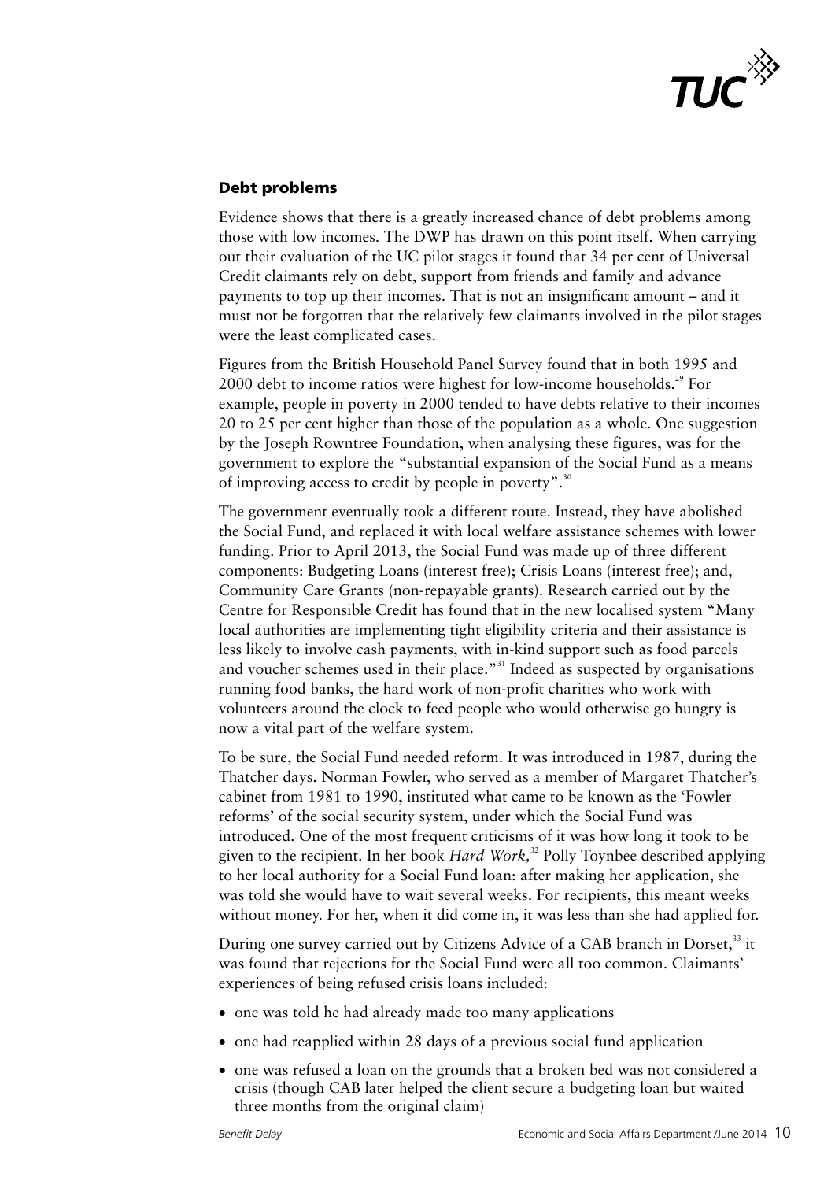### Debt problems

Evidence shows that there is a greatly increased chance of debt problems among those with low incomes. The DWP has drawn on this point itself. When carrying out their evaluation of the UC pilot stages it found that 34 per cent of Universal Credit claimants rely on debt, support from friends and family and advance payments to top up their incomes. That is not an insignificant amount – and it must not be forgotten that the relatively few claimants involved in the pilot stages were the least complicated cases.

Figures from the British Household Panel Survey found that in both 1995 and 2000 debt to income ratios were highest for low-income households.[29] For example, people in poverty in 2000 tended to have debts relative to their incomes 20 to 25 per cent higher than those of the population as a whole. One suggestion by the Joseph Rowntree Foundation, when analysing these figures, was for the government to explore the "substantial expansion of the Social Fund as a means of improving access to credit by people in poverty".[30]

The government eventually took a different route. Instead, they have abolished the Social Fund, and replaced it with local welfare assistance schemes with lower funding. Prior to April 2013, the Social Fund was made up of three different components: Budgeting Loans (interest free); Crisis Loans (interest free); and, Community Care Grants (non-repayable grants). Research carried out by the Centre for Responsible Credit has found that in the new localised system "Many local authorities are implementing tight eligibility criteria and their assistance is less likely to involve cash payments, with in-kind support such as food parcels and voucher schemes used in their place."[31] Indeed as suspected by organisations running food banks, the hard work of non-profit charities who work with volunteers around the clock to feed people who would otherwise go hungry is now a vital part of the welfare system.

To be sure, the Social Fund needed reform. It was introduced in 1987, during the Thatcher days. Norman Fowler, who served as a member of Margaret Thatcher's cabinet from 1981 to 1990, instituted what came to be known as the 'Fowler reforms' of the social security system, under which the Social Fund was introduced. One of the most frequent criticisms of it was how long it took to be given to the recipient. In her book *Hard Work,*[32] Polly Toynbee described applying to her local authority for a Social Fund loan: after making her application, she was told she would have to wait several weeks. For recipients, this meant weeks without money. For her, when it did come in, it was less than she had applied for.

During one survey carried out by Citizens Advice of a CAB branch in Dorset,[33] it was found that rejections for the Social Fund were all too common. Claimants' experiences of being refused crisis loans included:

- one was told he had already made too many applications
- one had reapplied within 28 days of a previous social fund application
- one was refused a loan on the grounds that a broken bed was not considered a crisis (though CAB later helped the client secure a budgeting loan but waited three months from the original claim)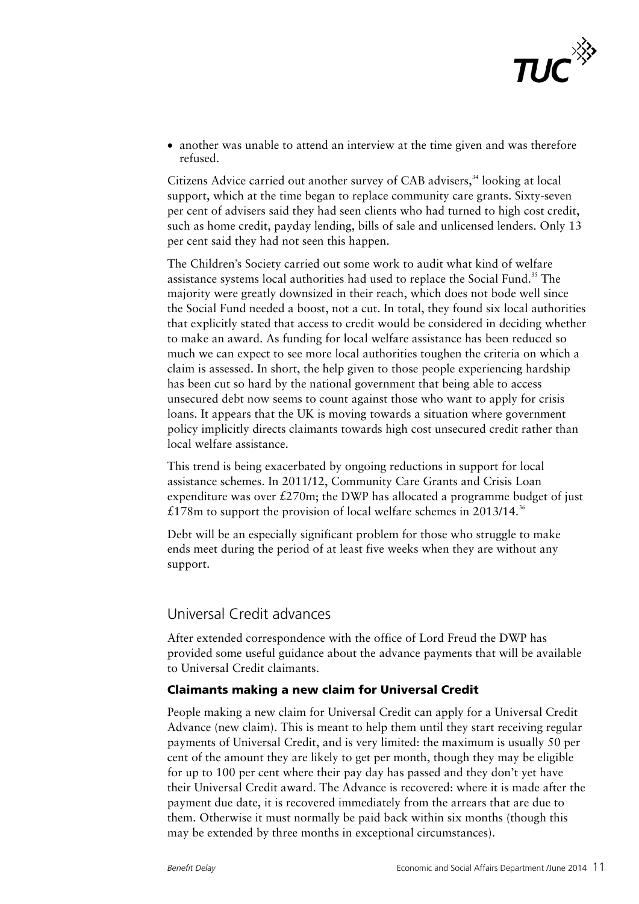- another was unable to attend an interview at the time given and was therefore refused.

Citizens Advice carried out another survey of CAB advisers,[34] looking at local support, which at the time began to replace community care grants. Sixty-seven per cent of advisers said they had seen clients who had turned to high cost credit, such as home credit, payday lending, bills of sale and unlicensed lenders. Only 13 per cent said they had not seen this happen.

The Children's Society carried out some work to audit what kind of welfare assistance systems local authorities had used to replace the Social Fund.[35] The majority were greatly downsized in their reach, which does not bode well since the Social Fund needed a boost, not a cut. In total, they found six local authorities that explicitly stated that access to credit would be considered in deciding whether to make an award. As funding for local welfare assistance has been reduced so much we can expect to see more local authorities toughen the criteria on which a claim is assessed. In short, the help given to those people experiencing hardship has been cut so hard by the national government that being able to access unsecured debt now seems to count against those who want to apply for crisis loans. It appears that the UK is moving towards a situation where government policy implicitly directs claimants towards high cost unsecured credit rather than local welfare assistance.

This trend is being exacerbated by ongoing reductions in support for local assistance schemes. In 2011/12, Community Care Grants and Crisis Loan expenditure was over £270m; the DWP has allocated a programme budget of just £178m to support the provision of local welfare schemes in 2013/14.[36]

Debt will be an especially significant problem for those who struggle to make ends meet during the period of at least five weeks when they are without any support.

## Universal Credit advances

After extended correspondence with the office of Lord Freud the DWP has provided some useful guidance about the advance payments that will be available to Universal Credit claimants.

### Claimants making a new claim for Universal Credit

People making a new claim for Universal Credit can apply for a Universal Credit Advance (new claim). This is meant to help them until they start receiving regular payments of Universal Credit, and is very limited: the maximum is usually 50 per cent of the amount they are likely to get per month, though they may be eligible for up to 100 per cent where their pay day has passed and they don't yet have their Universal Credit award. The Advance is recovered: where it is made after the payment due date, it is recovered immediately from the arrears that are due to them. Otherwise it must normally be paid back within six months (though this may be extended by three months in exceptional circumstances).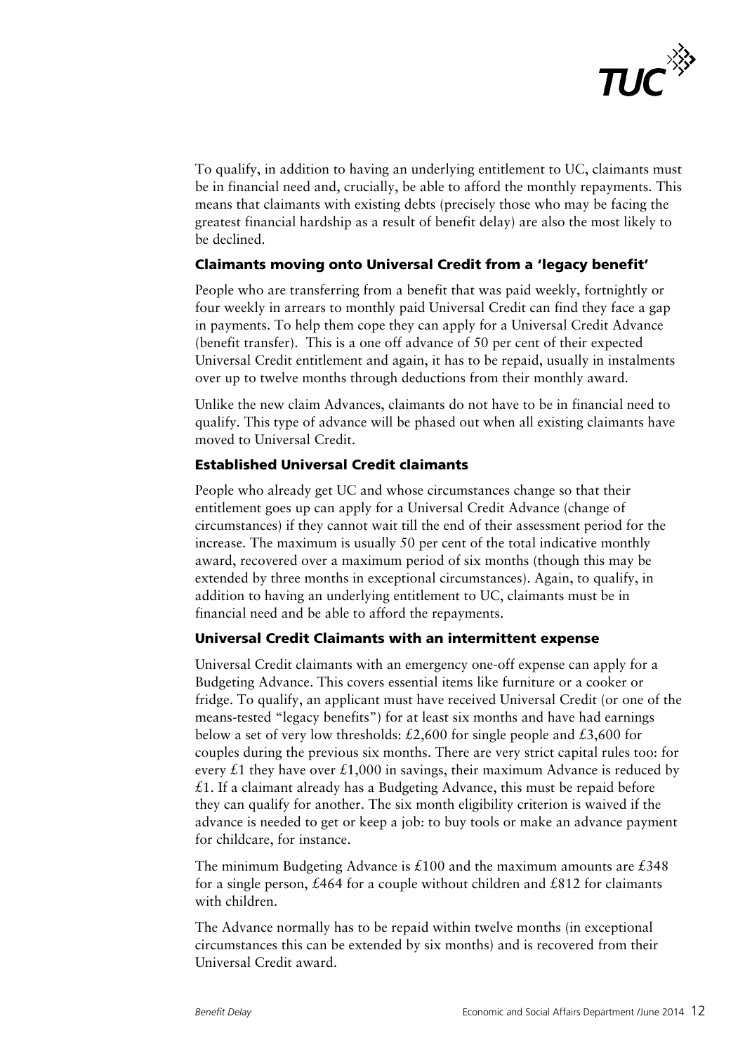To qualify, in addition to having an underlying entitlement to UC, claimants must be in financial need and, crucially, be able to afford the monthly repayments. This means that claimants with existing debts (precisely those who may be facing the greatest financial hardship as a result of benefit delay) are also the most likely to be declined.

### Claimants moving onto Universal Credit from a 'legacy benefit'

People who are transferring from a benefit that was paid weekly, fortnightly or four weekly in arrears to monthly paid Universal Credit can find they face a gap in payments. To help them cope they can apply for a Universal Credit Advance (benefit transfer). This is a one off advance of 50 per cent of their expected Universal Credit entitlement and again, it has to be repaid, usually in instalments over up to twelve months through deductions from their monthly award.

Unlike the new claim Advances, claimants do not have to be in financial need to qualify. This type of advance will be phased out when all existing claimants have moved to Universal Credit.

### Established Universal Credit claimants

People who already get UC and whose circumstances change so that their entitlement goes up can apply for a Universal Credit Advance (change of circumstances) if they cannot wait till the end of their assessment period for the increase. The maximum is usually 50 per cent of the total indicative monthly award, recovered over a maximum period of six months (though this may be extended by three months in exceptional circumstances). Again, to qualify, in addition to having an underlying entitlement to UC, claimants must be in financial need and be able to afford the repayments.

### Universal Credit Claimants with an intermittent expense

Universal Credit claimants with an emergency one-off expense can apply for a Budgeting Advance. This covers essential items like furniture or a cooker or fridge. To qualify, an applicant must have received Universal Credit (or one of the means-tested "legacy benefits") for at least six months and have had earnings below a set of very low thresholds: £2,600 for single people and £3,600 for couples during the previous six months. There are very strict capital rules too: for every £1 they have over £1,000 in savings, their maximum Advance is reduced by £1. If a claimant already has a Budgeting Advance, this must be repaid before they can qualify for another. The six month eligibility criterion is waived if the advance is needed to get or keep a job: to buy tools or make an advance payment for childcare, for instance.

The minimum Budgeting Advance is £100 and the maximum amounts are £348 for a single person, £464 for a couple without children and £812 for claimants with children.

The Advance normally has to be repaid within twelve months (in exceptional circumstances this can be extended by six months) and is recovered from their Universal Credit award.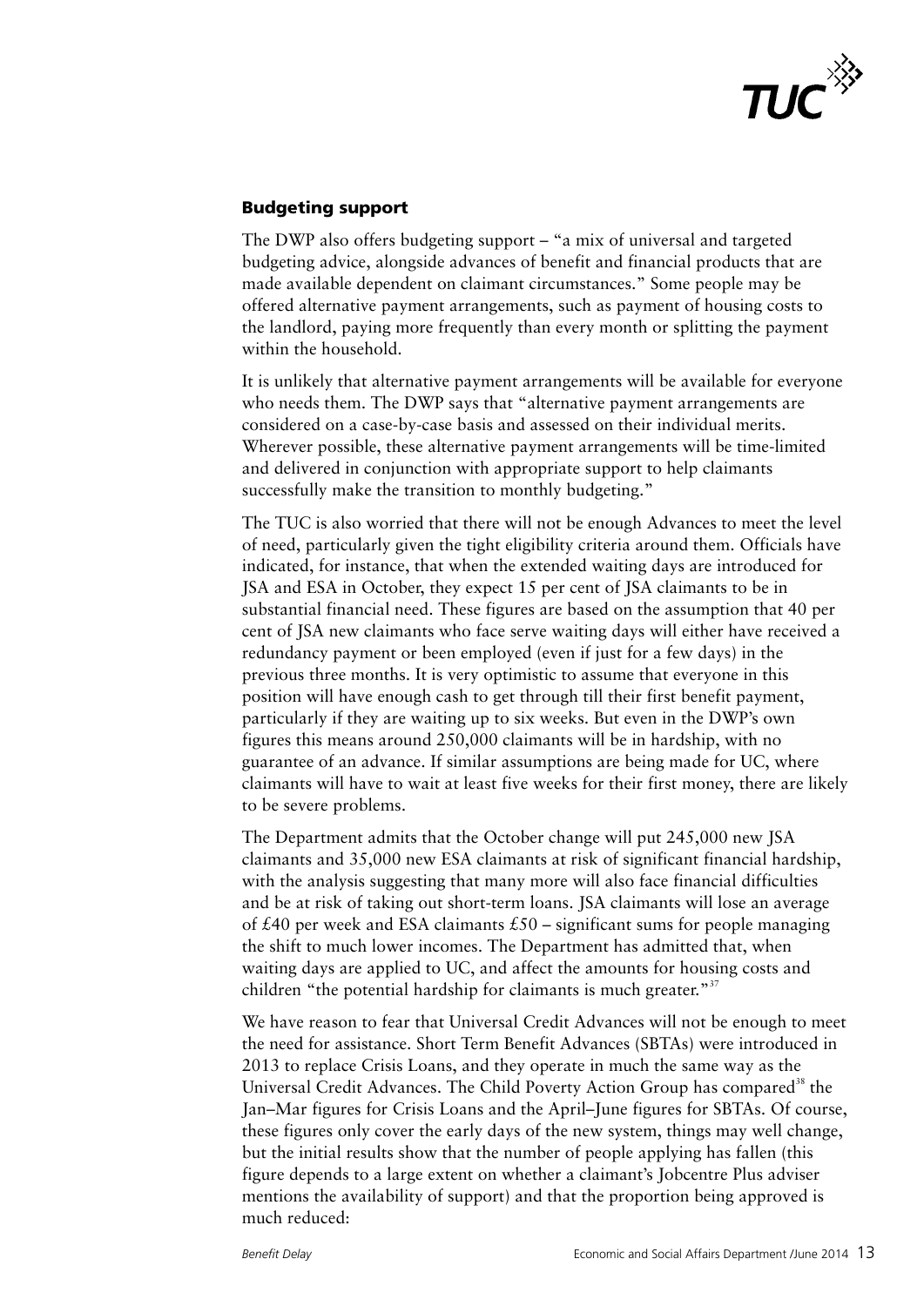## Budgeting support

The DWP also offers budgeting support – "a mix of universal and targeted budgeting advice, alongside advances of benefit and financial products that are made available dependent on claimant circumstances." Some people may be offered alternative payment arrangements, such as payment of housing costs to the landlord, paying more frequently than every month or splitting the payment within the household.

It is unlikely that alternative payment arrangements will be available for everyone who needs them. The DWP says that "alternative payment arrangements are considered on a case-by-case basis and assessed on their individual merits. Wherever possible, these alternative payment arrangements will be time-limited and delivered in conjunction with appropriate support to help claimants successfully make the transition to monthly budgeting."

The TUC is also worried that there will not be enough Advances to meet the level of need, particularly given the tight eligibility criteria around them. Officials have indicated, for instance, that when the extended waiting days are introduced for JSA and ESA in October, they expect 15 per cent of JSA claimants to be in substantial financial need. These figures are based on the assumption that 40 per cent of JSA new claimants who face serve waiting days will either have received a redundancy payment or been employed (even if just for a few days) in the previous three months. It is very optimistic to assume that everyone in this position will have enough cash to get through till their first benefit payment, particularly if they are waiting up to six weeks. But even in the DWP's own figures this means around 250,000 claimants will be in hardship, with no guarantee of an advance. If similar assumptions are being made for UC, where claimants will have to wait at least five weeks for their first money, there are likely to be severe problems.

The Department admits that the October change will put 245,000 new JSA claimants and 35,000 new ESA claimants at risk of significant financial hardship, with the analysis suggesting that many more will also face financial difficulties and be at risk of taking out short-term loans. JSA claimants will lose an average of £40 per week and ESA claimants £50 – significant sums for people managing the shift to much lower incomes. The Department has admitted that, when waiting days are applied to UC, and affect the amounts for housing costs and children "the potential hardship for claimants is much greater."[37]

We have reason to fear that Universal Credit Advances will not be enough to meet the need for assistance. Short Term Benefit Advances (SBTAs) were introduced in 2013 to replace Crisis Loans, and they operate in much the same way as the Universal Credit Advances. The Child Poverty Action Group has compared[38] the Jan–Mar figures for Crisis Loans and the April–June figures for SBTAs. Of course, these figures only cover the early days of the new system, things may well change, but the initial results show that the number of people applying has fallen (this figure depends to a large extent on whether a claimant's Jobcentre Plus adviser mentions the availability of support) and that the proportion being approved is much reduced: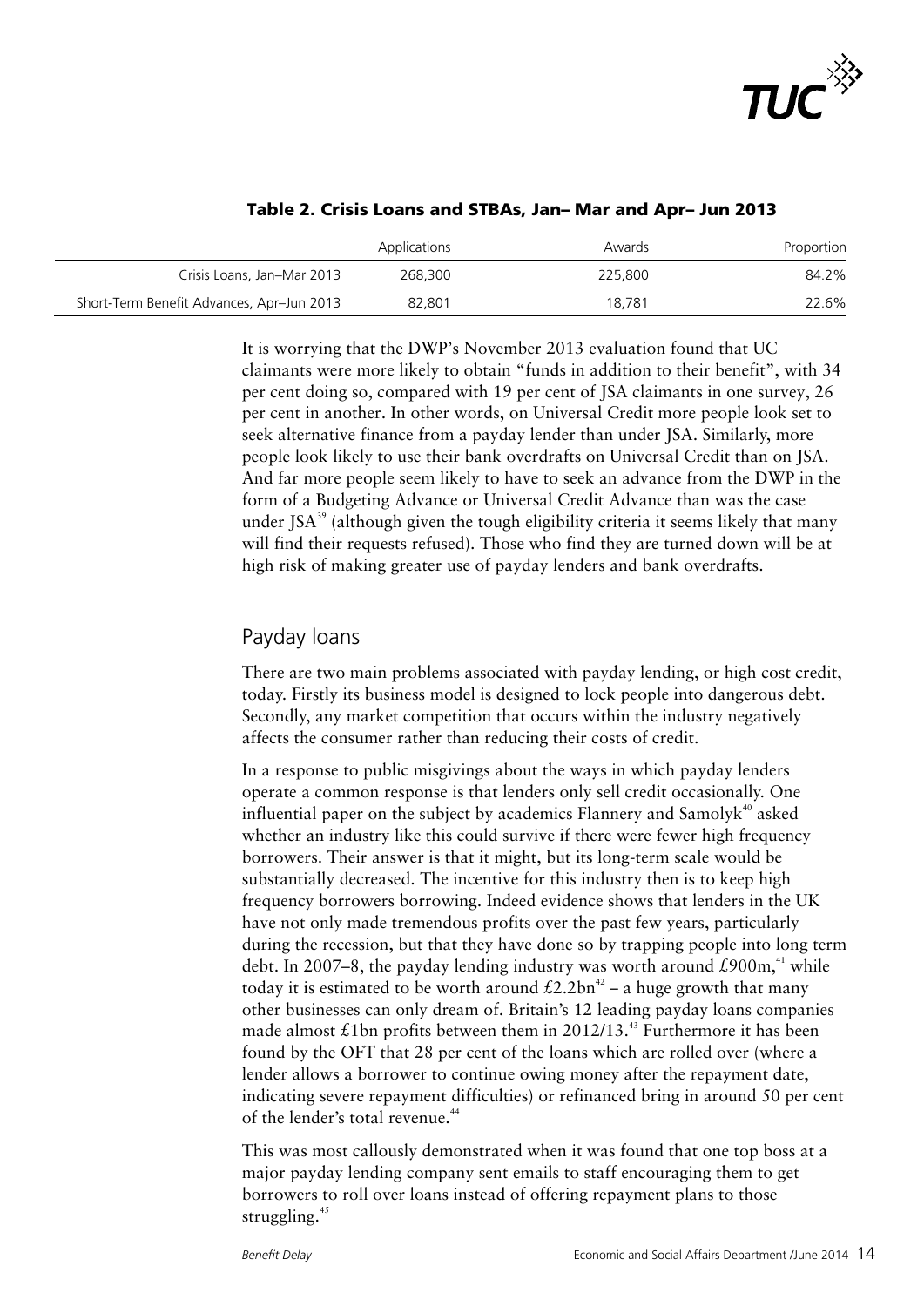**Table 2. Crisis Loans and STBAs, Jan– Mar and Apr– Jun 2013**

| | Applications | Awards | Proportion |
|---|---|---|---|
| Crisis Loans, Jan–Mar 2013 | 268,300 | 225,800 | 84.2% |
| Short-Term Benefit Advances, Apr–Jun 2013 | 82,801 | 18,781 | 22.6% |

It is worrying that the DWP's November 2013 evaluation found that UC claimants were more likely to obtain "funds in addition to their benefit", with 34 per cent doing so, compared with 19 per cent of JSA claimants in one survey, 26 per cent in another. In other words, on Universal Credit more people look set to seek alternative finance from a payday lender than under JSA. Similarly, more people look likely to use their bank overdrafts on Universal Credit than on JSA. And far more people seem likely to have to seek an advance from the DWP in the form of a Budgeting Advance or Universal Credit Advance than was the case under JSA[39] (although given the tough eligibility criteria it seems likely that many will find their requests refused). Those who find they are turned down will be at high risk of making greater use of payday lenders and bank overdrafts.

## Payday loans

There are two main problems associated with payday lending, or high cost credit, today. Firstly its business model is designed to lock people into dangerous debt. Secondly, any market competition that occurs within the industry negatively affects the consumer rather than reducing their costs of credit.

In a response to public misgivings about the ways in which payday lenders operate a common response is that lenders only sell credit occasionally. One influential paper on the subject by academics Flannery and Samolyk[40] asked whether an industry like this could survive if there were fewer high frequency borrowers. Their answer is that it might, but its long-term scale would be substantially decreased. The incentive for this industry then is to keep high frequency borrowers borrowing. Indeed evidence shows that lenders in the UK have not only made tremendous profits over the past few years, particularly during the recession, but that they have done so by trapping people into long term debt. In 2007–8, the payday lending industry was worth around £900m,[41] while today it is estimated to be worth around £2.2bn[42] – a huge growth that many other businesses can only dream of. Britain's 12 leading payday loans companies made almost £1bn profits between them in 2012/13.[43] Furthermore it has been found by the OFT that 28 per cent of the loans which are rolled over (where a lender allows a borrower to continue owing money after the repayment date, indicating severe repayment difficulties) or refinanced bring in around 50 per cent of the lender's total revenue.[44]

This was most callously demonstrated when it was found that one top boss at a major payday lending company sent emails to staff encouraging them to get borrowers to roll over loans instead of offering repayment plans to those struggling.[45]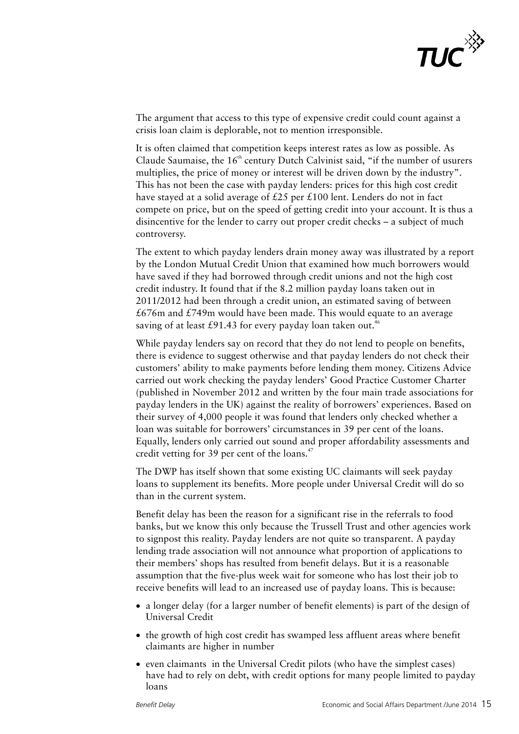The argument that access to this type of expensive credit could count against a crisis loan claim is deplorable, not to mention irresponsible.

It is often claimed that competition keeps interest rates as low as possible. As Claude Saumaise, the 16th century Dutch Calvinist said, "if the number of usurers multiplies, the price of money or interest will be driven down by the industry". This has not been the case with payday lenders: prices for this high cost credit have stayed at a solid average of £25 per £100 lent. Lenders do not in fact compete on price, but on the speed of getting credit into your account. It is thus a disincentive for the lender to carry out proper credit checks – a subject of much controversy.

The extent to which payday lenders drain money away was illustrated by a report by the London Mutual Credit Union that examined how much borrowers would have saved if they had borrowed through credit unions and not the high cost credit industry. It found that if the 8.2 million payday loans taken out in 2011/2012 had been through a credit union, an estimated saving of between £676m and £749m would have been made. This would equate to an average saving of at least £91.43 for every payday loan taken out.[46]

While payday lenders say on record that they do not lend to people on benefits, there is evidence to suggest otherwise and that payday lenders do not check their customers' ability to make payments before lending them money. Citizens Advice carried out work checking the payday lenders' Good Practice Customer Charter (published in November 2012 and written by the four main trade associations for payday lenders in the UK) against the reality of borrowers' experiences. Based on their survey of 4,000 people it was found that lenders only checked whether a loan was suitable for borrowers' circumstances in 39 per cent of the loans. Equally, lenders only carried out sound and proper affordability assessments and credit vetting for 39 per cent of the loans.[47]

The DWP has itself shown that some existing UC claimants will seek payday loans to supplement its benefits. More people under Universal Credit will do so than in the current system.

Benefit delay has been the reason for a significant rise in the referrals to food banks, but we know this only because the Trussell Trust and other agencies work to signpost this reality. Payday lenders are not quite so transparent. A payday lending trade association will not announce what proportion of applications to their members' shops has resulted from benefit delays. But it is a reasonable assumption that the five-plus week wait for someone who has lost their job to receive benefits will lead to an increased use of payday loans. This is because:

- a longer delay (for a larger number of benefit elements) is part of the design of Universal Credit
- the growth of high cost credit has swamped less affluent areas where benefit claimants are higher in number
- even claimants in the Universal Credit pilots (who have the simplest cases) have had to rely on debt, with credit options for many people limited to payday loans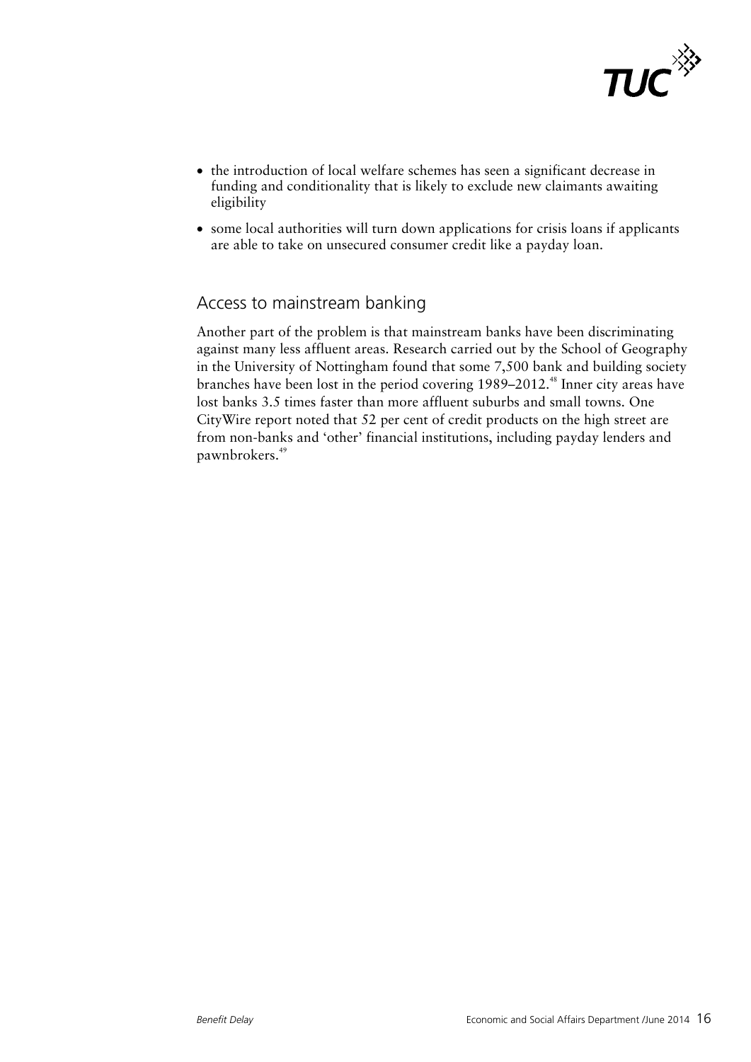- the introduction of local welfare schemes has seen a significant decrease in funding and conditionality that is likely to exclude new claimants awaiting eligibility
- some local authorities will turn down applications for crisis loans if applicants are able to take on unsecured consumer credit like a payday loan.

## Access to mainstream banking

Another part of the problem is that mainstream banks have been discriminating against many less affluent areas. Research carried out by the School of Geography in the University of Nottingham found that some 7,500 bank and building society branches have been lost in the period covering 1989–2012.[48] Inner city areas have lost banks 3.5 times faster than more affluent suburbs and small towns. One CityWire report noted that 52 per cent of credit products on the high street are from non-banks and 'other' financial institutions, including payday lenders and pawnbrokers.[49]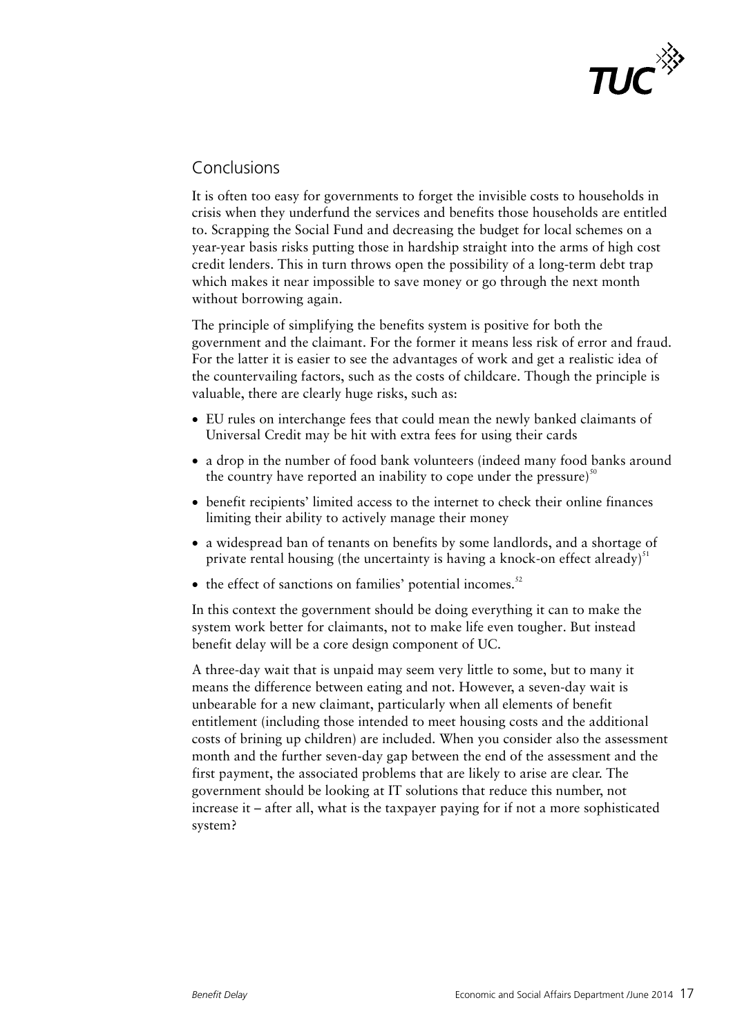## Conclusions

It is often too easy for governments to forget the invisible costs to households in crisis when they underfund the services and benefits those households are entitled to. Scrapping the Social Fund and decreasing the budget for local schemes on a year-year basis risks putting those in hardship straight into the arms of high cost credit lenders. This in turn throws open the possibility of a long-term debt trap which makes it near impossible to save money or go through the next month without borrowing again.

The principle of simplifying the benefits system is positive for both the government and the claimant. For the former it means less risk of error and fraud. For the latter it is easier to see the advantages of work and get a realistic idea of the countervailing factors, such as the costs of childcare. Though the principle is valuable, there are clearly huge risks, such as:

- EU rules on interchange fees that could mean the newly banked claimants of Universal Credit may be hit with extra fees for using their cards
- a drop in the number of food bank volunteers (indeed many food banks around the country have reported an inability to cope under the pressure)[50]
- benefit recipients' limited access to the internet to check their online finances limiting their ability to actively manage their money
- a widespread ban of tenants on benefits by some landlords, and a shortage of private rental housing (the uncertainty is having a knock-on effect already)[51]
- the effect of sanctions on families' potential incomes.[52]

In this context the government should be doing everything it can to make the system work better for claimants, not to make life even tougher. But instead benefit delay will be a core design component of UC.

A three-day wait that is unpaid may seem very little to some, but to many it means the difference between eating and not. However, a seven-day wait is unbearable for a new claimant, particularly when all elements of benefit entitlement (including those intended to meet housing costs and the additional costs of brining up children) are included. When you consider also the assessment month and the further seven-day gap between the end of the assessment and the first payment, the associated problems that are likely to arise are clear. The government should be looking at IT solutions that reduce this number, not increase it – after all, what is the taxpayer paying for if not a more sophisticated system?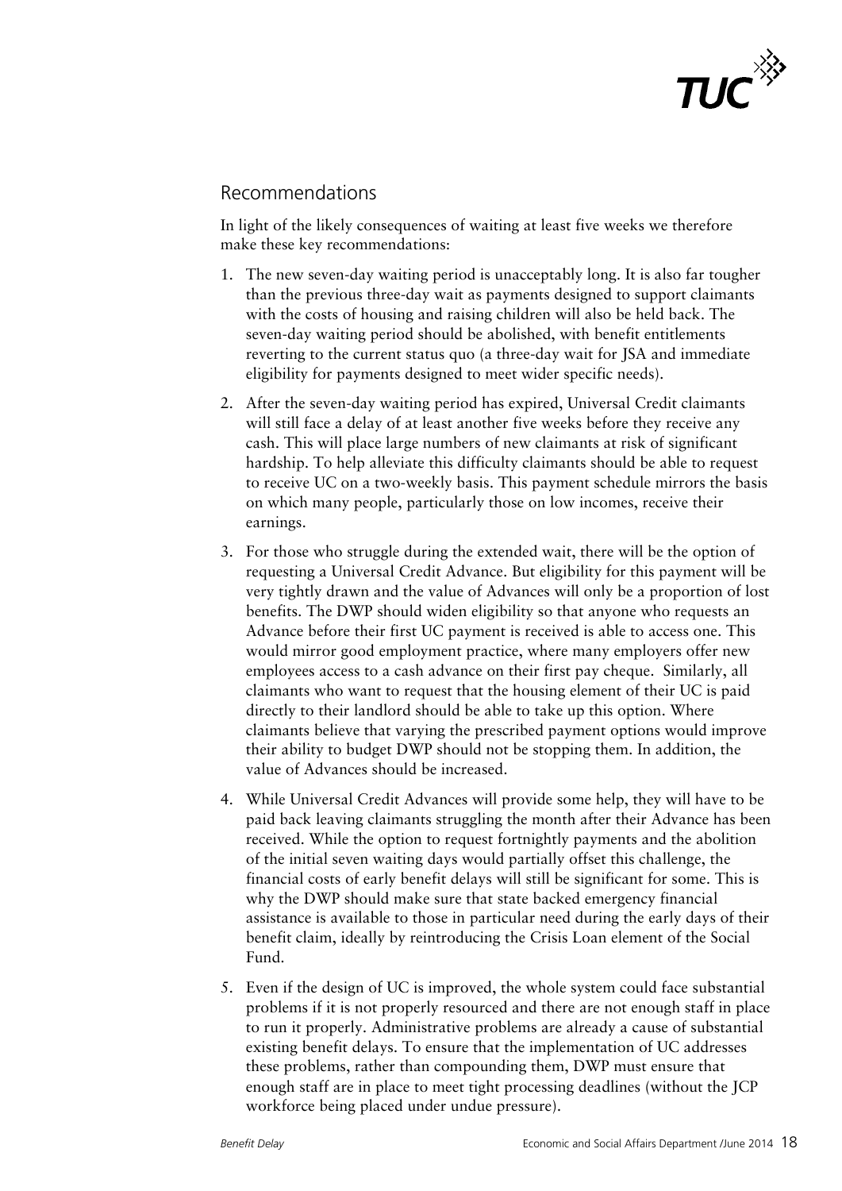## Recommendations

In light of the likely consequences of waiting at least five weeks we therefore make these key recommendations:

1. The new seven-day waiting period is unacceptably long. It is also far tougher than the previous three-day wait as payments designed to support claimants with the costs of housing and raising children will also be held back. The seven-day waiting period should be abolished, with benefit entitlements reverting to the current status quo (a three-day wait for JSA and immediate eligibility for payments designed to meet wider specific needs).
2. After the seven-day waiting period has expired, Universal Credit claimants will still face a delay of at least another five weeks before they receive any cash. This will place large numbers of new claimants at risk of significant hardship. To help alleviate this difficulty claimants should be able to request to receive UC on a two-weekly basis. This payment schedule mirrors the basis on which many people, particularly those on low incomes, receive their earnings.
3. For those who struggle during the extended wait, there will be the option of requesting a Universal Credit Advance. But eligibility for this payment will be very tightly drawn and the value of Advances will only be a proportion of lost benefits. The DWP should widen eligibility so that anyone who requests an Advance before their first UC payment is received is able to access one. This would mirror good employment practice, where many employers offer new employees access to a cash advance on their first pay cheque. Similarly, all claimants who want to request that the housing element of their UC is paid directly to their landlord should be able to take up this option. Where claimants believe that varying the prescribed payment options would improve their ability to budget DWP should not be stopping them. In addition, the value of Advances should be increased.
4. While Universal Credit Advances will provide some help, they will have to be paid back leaving claimants struggling the month after their Advance has been received. While the option to request fortnightly payments and the abolition of the initial seven waiting days would partially offset this challenge, the financial costs of early benefit delays will still be significant for some. This is why the DWP should make sure that state backed emergency financial assistance is available to those in particular need during the early days of their benefit claim, ideally by reintroducing the Crisis Loan element of the Social Fund.
5. Even if the design of UC is improved, the whole system could face substantial problems if it is not properly resourced and there are not enough staff in place to run it properly. Administrative problems are already a cause of substantial existing benefit delays. To ensure that the implementation of UC addresses these problems, rather than compounding them, DWP must ensure that enough staff are in place to meet tight processing deadlines (without the JCP workforce being placed under undue pressure).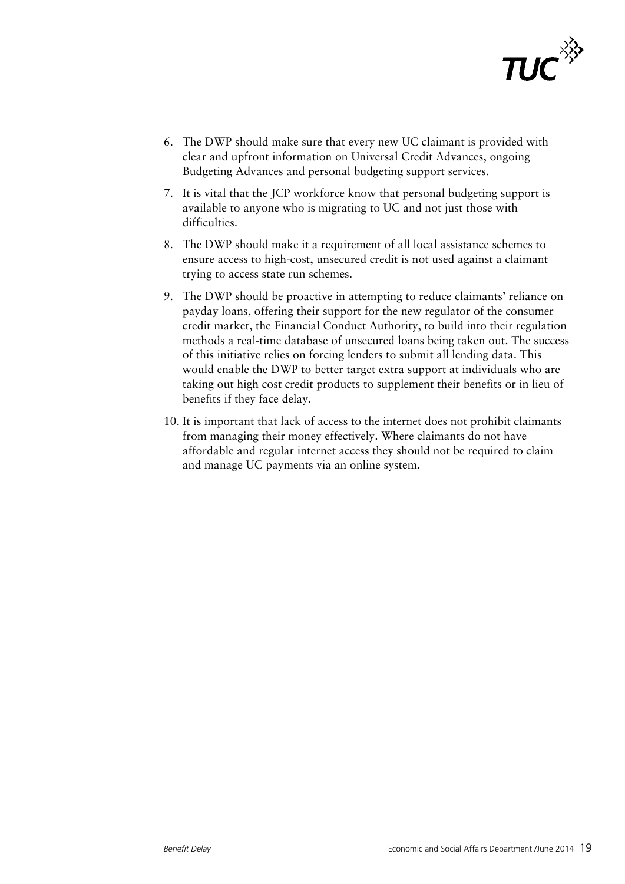6. The DWP should make sure that every new UC claimant is provided with clear and upfront information on Universal Credit Advances, ongoing Budgeting Advances and personal budgeting support services.
7. It is vital that the JCP workforce know that personal budgeting support is available to anyone who is migrating to UC and not just those with difficulties.
8. The DWP should make it a requirement of all local assistance schemes to ensure access to high-cost, unsecured credit is not used against a claimant trying to access state run schemes.
9. The DWP should be proactive in attempting to reduce claimants' reliance on payday loans, offering their support for the new regulator of the consumer credit market, the Financial Conduct Authority, to build into their regulation methods a real-time database of unsecured loans being taken out. The success of this initiative relies on forcing lenders to submit all lending data. This would enable the DWP to better target extra support at individuals who are taking out high cost credit products to supplement their benefits or in lieu of benefits if they face delay.
10. It is important that lack of access to the internet does not prohibit claimants from managing their money effectively. Where claimants do not have affordable and regular internet access they should not be required to claim and manage UC payments via an online system.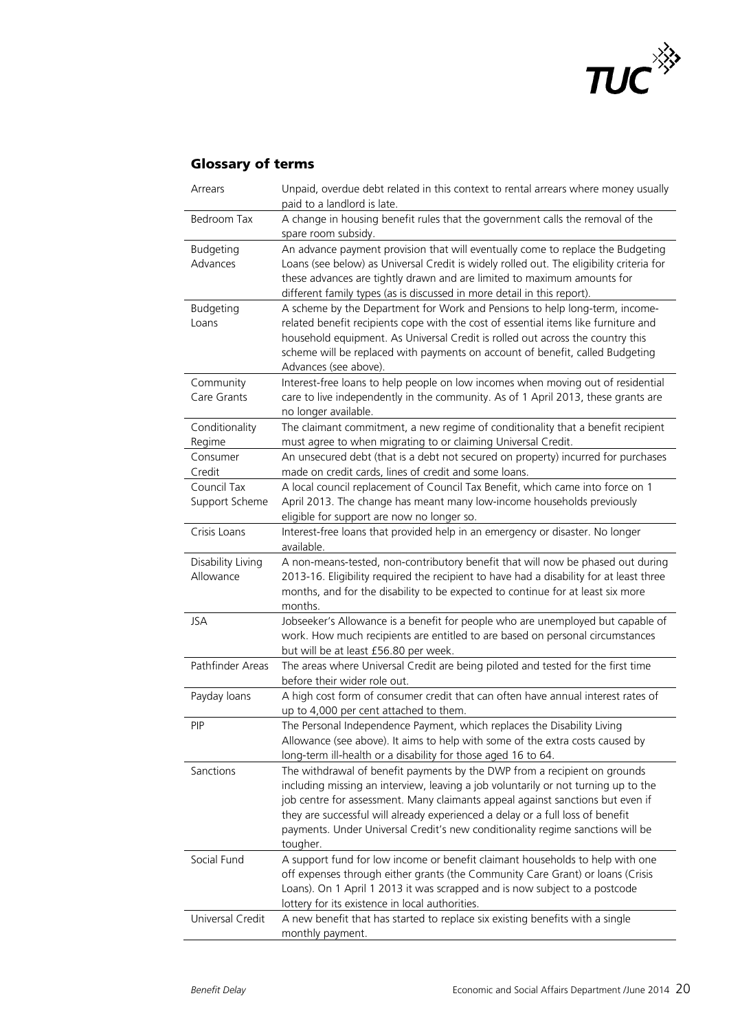## Glossary of terms

| Term | Definition |
|---|---|
| Arrears | Unpaid, overdue debt related in this context to rental arrears where money usually paid to a landlord is late. |
| Bedroom Tax | A change in housing benefit rules that the government calls the removal of the spare room subsidy. |
| Budgeting Advances | An advance payment provision that will eventually come to replace the Budgeting Loans (see below) as Universal Credit is widely rolled out. The eligibility criteria for these advances are tightly drawn and are limited to maximum amounts for different family types (as is discussed in more detail in this report). |
| Budgeting Loans | A scheme by the Department for Work and Pensions to help long-term, income-related benefit recipients cope with the cost of essential items like furniture and household equipment. As Universal Credit is rolled out across the country this scheme will be replaced with payments on account of benefit, called Budgeting Advances (see above). |
| Community Care Grants | Interest-free loans to help people on low incomes when moving out of residential care to live independently in the community. As of 1 April 2013, these grants are no longer available. |
| Conditionality Regime | The claimant commitment, a new regime of conditionality that a benefit recipient must agree to when migrating to or claiming Universal Credit. |
| Consumer Credit | An unsecured debt (that is a debt not secured on property) incurred for purchases made on credit cards, lines of credit and some loans. |
| Council Tax Support Scheme | A local council replacement of Council Tax Benefit, which came into force on 1 April 2013. The change has meant many low-income households previously eligible for support are now no longer so. |
| Crisis Loans | Interest-free loans that provided help in an emergency or disaster. No longer available. |
| Disability Living Allowance | A non-means-tested, non-contributory benefit that will now be phased out during 2013-16. Eligibility required the recipient to have had a disability for at least three months, and for the disability to be expected to continue for at least six more months. |
| JSA | Jobseeker's Allowance is a benefit for people who are unemployed but capable of work. How much recipients are entitled to are based on personal circumstances but will be at least £56.80 per week. |
| Pathfinder Areas | The areas where Universal Credit are being piloted and tested for the first time before their wider role out. |
| Payday loans | A high cost form of consumer credit that can often have annual interest rates of up to 4,000 per cent attached to them. |
| PIP | The Personal Independence Payment, which replaces the Disability Living Allowance (see above). It aims to help with some of the extra costs caused by long-term ill-health or a disability for those aged 16 to 64. |
| Sanctions | The withdrawal of benefit payments by the DWP from a recipient on grounds including missing an interview, leaving a job voluntarily or not turning up to the job centre for assessment. Many claimants appeal against sanctions but even if they are successful will already experienced a delay or a full loss of benefit payments. Under Universal Credit's new conditionality regime sanctions will be tougher. |
| Social Fund | A support fund for low income or benefit claimant households to help with one off expenses through either grants (the Community Care Grant) or loans (Crisis Loans). On 1 April 1 2013 it was scrapped and is now subject to a postcode lottery for its existence in local authorities. |
| Universal Credit | A new benefit that has started to replace six existing benefits with a single monthly payment. |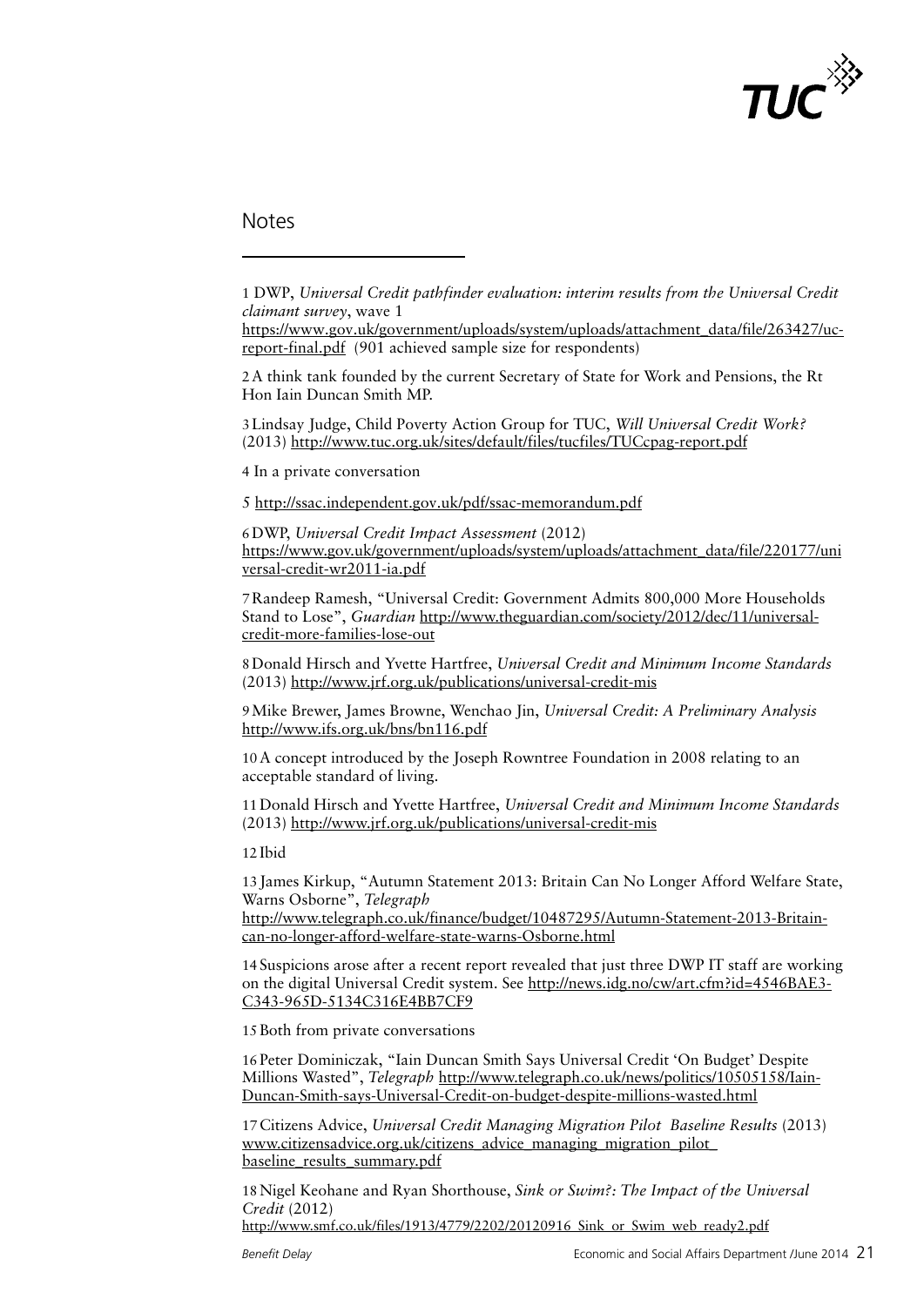## Notes

1 DWP, *Universal Credit pathfinder evaluation: interim results from the Universal Credit claimant survey*, wave 1 https://www.gov.uk/government/uploads/system/uploads/attachment_data/file/263427/uc-report-final.pdf (901 achieved sample size for respondents)

2 A think tank founded by the current Secretary of State for Work and Pensions, the Rt Hon Iain Duncan Smith MP.

3 Lindsay Judge, Child Poverty Action Group for TUC, *Will Universal Credit Work?* (2013) http://www.tuc.org.uk/sites/default/files/tucfiles/TUCcpag-report.pdf

4 In a private conversation

5 http://ssac.independent.gov.uk/pdf/ssac-memorandum.pdf

6 DWP, *Universal Credit Impact Assessment* (2012) https://www.gov.uk/government/uploads/system/uploads/attachment_data/file/220177/universal-credit-wr2011-ia.pdf

7 Randeep Ramesh, "Universal Credit: Government Admits 800,000 More Households Stand to Lose", *Guardian* http://www.theguardian.com/society/2012/dec/11/universal-credit-more-families-lose-out

8 Donald Hirsch and Yvette Hartfree, *Universal Credit and Minimum Income Standards* (2013) http://www.jrf.org.uk/publications/universal-credit-mis

9 Mike Brewer, James Browne, Wenchao Jin, *Universal Credit: A Preliminary Analysis* http://www.ifs.org.uk/bns/bn116.pdf

10 A concept introduced by the Joseph Rowntree Foundation in 2008 relating to an acceptable standard of living.

11 Donald Hirsch and Yvette Hartfree, *Universal Credit and Minimum Income Standards* (2013) http://www.jrf.org.uk/publications/universal-credit-mis

12 Ibid

13 James Kirkup, "Autumn Statement 2013: Britain Can No Longer Afford Welfare State, Warns Osborne", *Telegraph* http://www.telegraph.co.uk/finance/budget/10487295/Autumn-Statement-2013-Britain-can-no-longer-afford-welfare-state-warns-Osborne.html

14 Suspicions arose after a recent report revealed that just three DWP IT staff are working on the digital Universal Credit system. See http://news.idg.no/cw/art.cfm?id=4546BAE3-C343-965D-5134C316E4BB7CF9

15 Both from private conversations

16 Peter Dominiczak, "Iain Duncan Smith Says Universal Credit 'On Budget' Despite Millions Wasted", *Telegraph* http://www.telegraph.co.uk/news/politics/10505158/Iain-Duncan-Smith-says-Universal-Credit-on-budget-despite-millions-wasted.html

17 Citizens Advice, *Universal Credit Managing Migration Pilot Baseline Results* (2013) www.citizensadvice.org.uk/citizens_advice_managing_migration_pilot_baseline_results_summary.pdf

18 Nigel Keohane and Ryan Shorthouse, *Sink or Swim?: The Impact of the Universal Credit* (2012) http://www.smf.co.uk/files/1913/4779/2202/20120916_Sink_or_Swim_web_ready2.pdf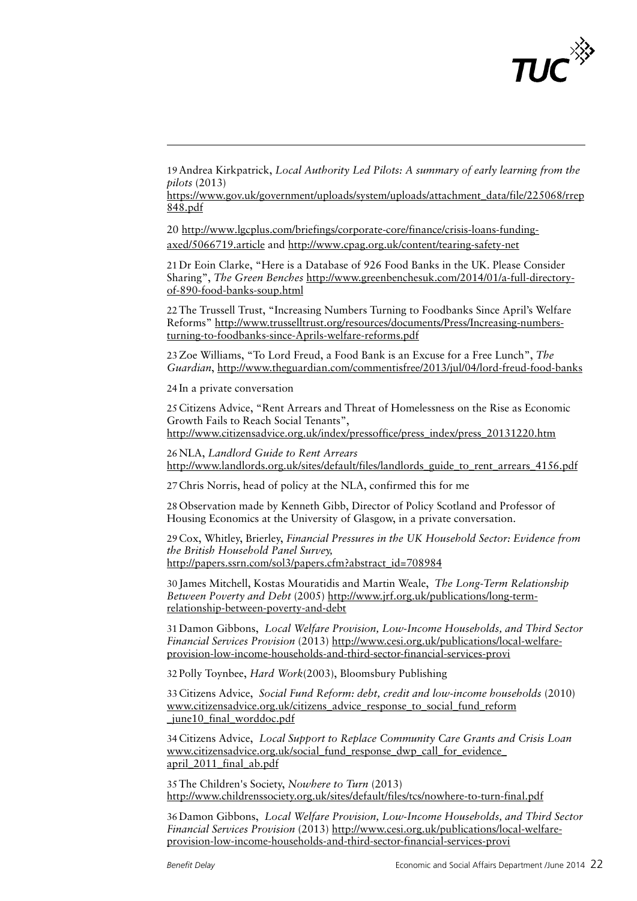19 Andrea Kirkpatrick, *Local Authority Led Pilots: A summary of early learning from the pilots* (2013) https://www.gov.uk/government/uploads/system/uploads/attachment_data/file/225068/rrep848.pdf

20 http://www.lgcplus.com/briefings/corporate-core/finance/crisis-loans-funding-axed/5066719.article and http://www.cpag.org.uk/content/tearing-safety-net

21 Dr Eoin Clarke, "Here is a Database of 926 Food Banks in the UK. Please Consider Sharing", *The Green Benches* http://www.greenbenchesuk.com/2014/01/a-full-directory-of-890-food-banks-soup.html

22 The Trussell Trust, "Increasing Numbers Turning to Foodbanks Since April's Welfare Reforms" http://www.trusselltrust.org/resources/documents/Press/Increasing-numbers-turning-to-foodbanks-since-Aprils-welfare-reforms.pdf

23 Zoe Williams, "To Lord Freud, a Food Bank is an Excuse for a Free Lunch", *The Guardian*, http://www.theguardian.com/commentisfree/2013/jul/04/lord-freud-food-banks

24 In a private conversation

25 Citizens Advice, "Rent Arrears and Threat of Homelessness on the Rise as Economic Growth Fails to Reach Social Tenants", http://www.citizensadvice.org.uk/index/pressoffice/press_index/press_20131220.htm

26 NLA, *Landlord Guide to Rent Arrears* http://www.landlords.org.uk/sites/default/files/landlords_guide_to_rent_arrears_4156.pdf

27 Chris Norris, head of policy at the NLA, confirmed this for me

28 Observation made by Kenneth Gibb, Director of Policy Scotland and Professor of Housing Economics at the University of Glasgow, in a private conversation.

29 Cox, Whitley, Brierley, *Financial Pressures in the UK Household Sector: Evidence from the British Household Panel Survey,* http://papers.ssrn.com/sol3/papers.cfm?abstract_id=708984

30 James Mitchell, Kostas Mouratidis and Martin Weale, *The Long-Term Relationship Between Poverty and Debt* (2005) http://www.jrf.org.uk/publications/long-term-relationship-between-poverty-and-debt

31 Damon Gibbons, *Local Welfare Provision, Low-Income Households, and Third Sector Financial Services Provision* (2013) http://www.cesi.org.uk/publications/local-welfare-provision-low-income-households-and-third-sector-financial-services-provi

32 Polly Toynbee, *Hard Work*(2003), Bloomsbury Publishing

33 Citizens Advice, *Social Fund Reform: debt, credit and low-income households* (2010) www.citizensadvice.org.uk/citizens_advice_response_to_social_fund_reform_june10_final_worddoc.pdf

34 Citizens Advice, *Local Support to Replace Community Care Grants and Crisis Loan* www.citizensadvice.org.uk/social_fund_response_dwp_call_for_evidence_april_2011_final_ab.pdf

35 The Children's Society, *Nowhere to Turn* (2013) http://www.childrenssociety.org.uk/sites/default/files/tcs/nowhere-to-turn-final.pdf

36 Damon Gibbons, *Local Welfare Provision, Low-Income Households, and Third Sector Financial Services Provision* (2013) http://www.cesi.org.uk/publications/local-welfare-provision-low-income-households-and-third-sector-financial-services-provi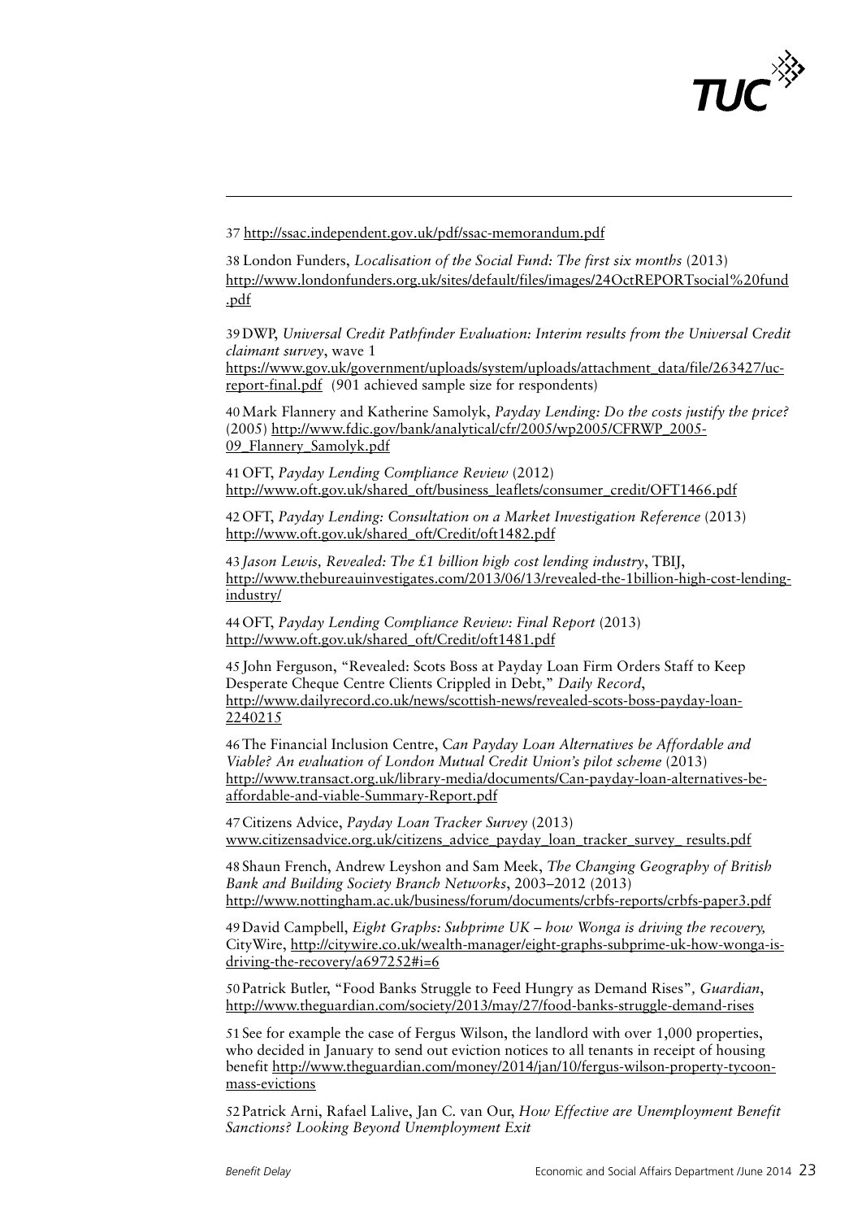37 http://ssac.independent.gov.uk/pdf/ssac-memorandum.pdf

38 London Funders, *Localisation of the Social Fund: The first six months* (2013) http://www.londonfunders.org.uk/sites/default/files/images/24OctREPORTsocial%20fund.pdf

39 DWP, *Universal Credit Pathfinder Evaluation: Interim results from the Universal Credit claimant survey*, wave 1 https://www.gov.uk/government/uploads/system/uploads/attachment_data/file/263427/uc-report-final.pdf (901 achieved sample size for respondents)

40 Mark Flannery and Katherine Samolyk, *Payday Lending: Do the costs justify the price?* (2005) http://www.fdic.gov/bank/analytical/cfr/2005/wp2005/CFRWP_2005-09_Flannery_Samolyk.pdf

41 OFT, *Payday Lending Compliance Review* (2012) http://www.oft.gov.uk/shared_oft/business_leaflets/consumer_credit/OFT1466.pdf

42 OFT, *Payday Lending: Consultation on a Market Investigation Reference* (2013) http://www.oft.gov.uk/shared_oft/Credit/oft1482.pdf

43 *Jason Lewis, Revealed: The £1 billion high cost lending industry*, TBIJ, http://www.thebureauinvestigates.com/2013/06/13/revealed-the-1billion-high-cost-lending-industry/

44 OFT, *Payday Lending Compliance Review: Final Report* (2013) http://www.oft.gov.uk/shared_oft/Credit/oft1481.pdf

45 John Ferguson, "Revealed: Scots Boss at Payday Loan Firm Orders Staff to Keep Desperate Cheque Centre Clients Crippled in Debt," *Daily Record*, http://www.dailyrecord.co.uk/news/scottish-news/revealed-scots-boss-payday-loan-2240215

46 The Financial Inclusion Centre, *Can Payday Loan Alternatives be Affordable and Viable? An evaluation of London Mutual Credit Union's pilot scheme* (2013) http://www.transact.org.uk/library-media/documents/Can-payday-loan-alternatives-be-affordable-and-viable-Summary-Report.pdf

47 Citizens Advice, *Payday Loan Tracker Survey* (2013) www.citizensadvice.org.uk/citizens_advice_payday_loan_tracker_survey_ results.pdf

48 Shaun French, Andrew Leyshon and Sam Meek, *The Changing Geography of British Bank and Building Society Branch Networks*, 2003–2012 (2013) http://www.nottingham.ac.uk/business/forum/documents/crbfs-reports/crbfs-paper3.pdf

49 David Campbell, *Eight Graphs: Subprime UK – how Wonga is driving the recovery,* CityWire, http://citywire.co.uk/wealth-manager/eight-graphs-subprime-uk-how-wonga-is-driving-the-recovery/a697252#i=6

50 Patrick Butler, "Food Banks Struggle to Feed Hungry as Demand Rises"*, Guardian*, http://www.theguardian.com/society/2013/may/27/food-banks-struggle-demand-rises

51 See for example the case of Fergus Wilson, the landlord with over 1,000 properties, who decided in January to send out eviction notices to all tenants in receipt of housing benefit http://www.theguardian.com/money/2014/jan/10/fergus-wilson-property-tycoon-mass-evictions

52 Patrick Arni, Rafael Lalive, Jan C. van Our, *How Effective are Unemployment Benefit Sanctions? Looking Beyond Unemployment Exit*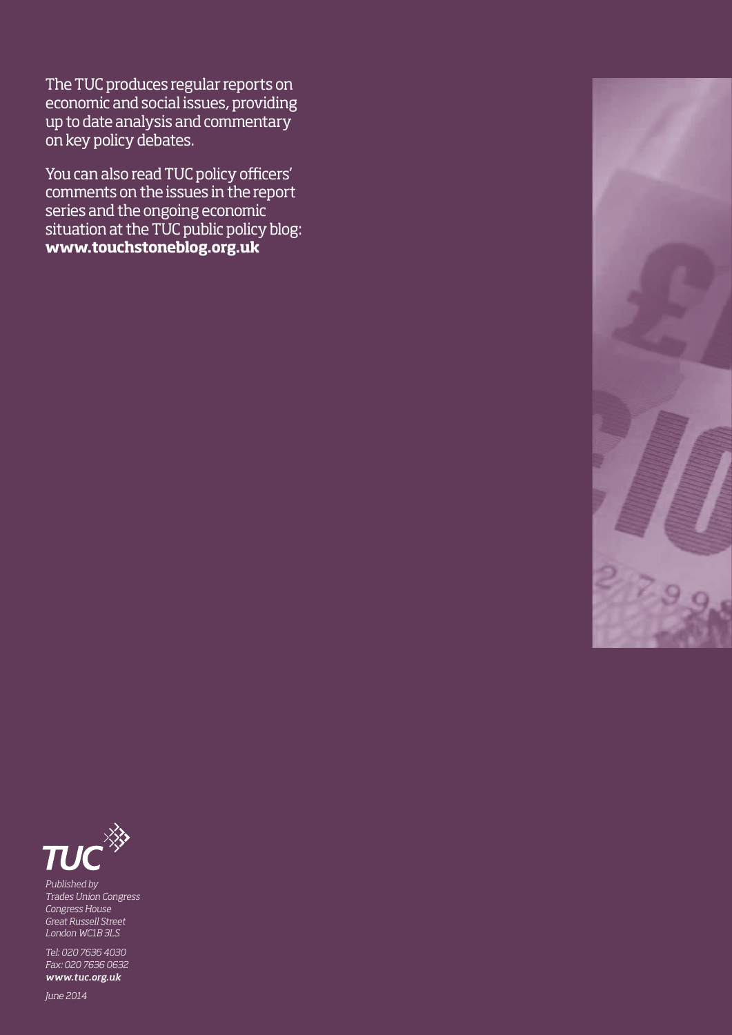The TUC produces regular reports on economic and social issues, providing up to date analysis and commentary on key policy debates.

You can also read TUC policy officers' comments on the issues in the report series and the ongoing economic situation at the TUC public policy blog: **www.touchstoneblog.org.uk**

TUC

*Published by*
*Trades Union Congress*
*Congress House*
*Great Russell Street*
*London WC1B 3LS*

*Tel: 020 7636 4030*
*Fax: 020 7636 0632*
***www.tuc.org.uk***

*June 2014*